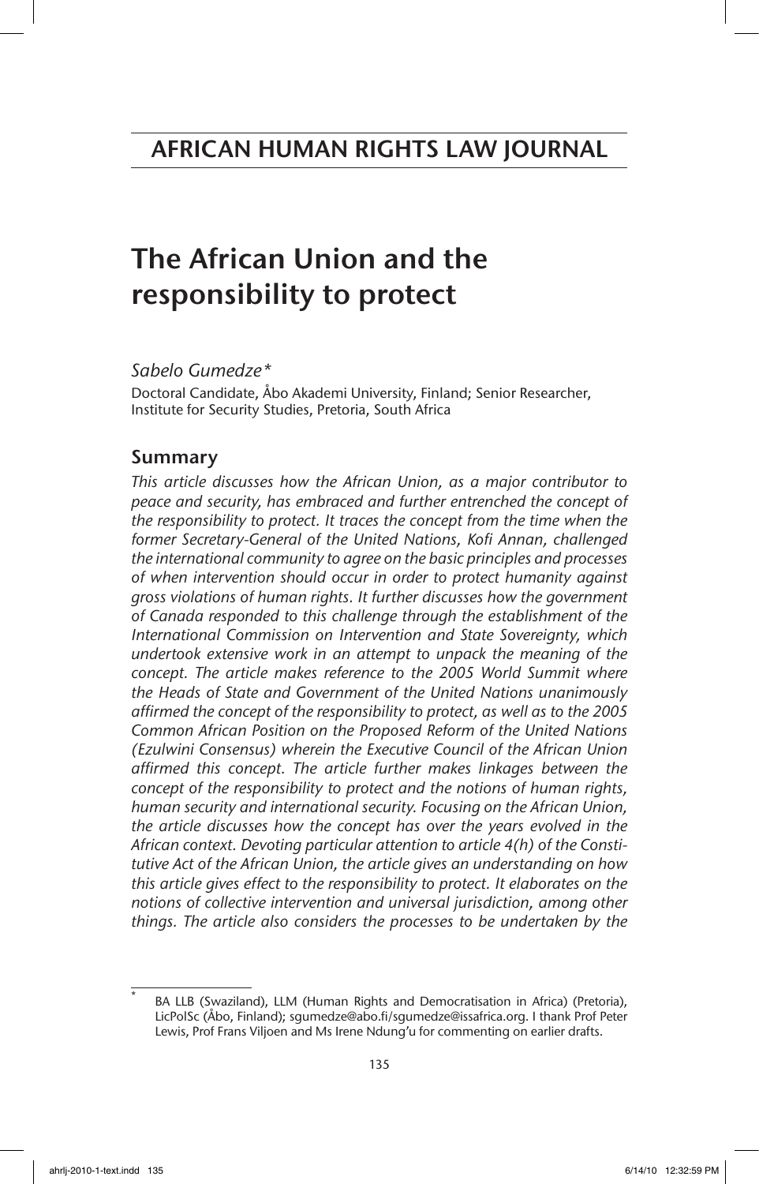# AFRICAN HUMAN RIGHTS LAW JOURNAL

# The African Union and the responsibility to protect

*Sabelo Gumedze\**

Doctoral Candidate, Åbo Akademi University, Finland; Senior Researcher, Institute for Security Studies, Pretoria, South Africa

## Summary

*This article discusses how the African Union, as a major contributor to peace and security, has embraced and further entrenched the concept of the responsibility to protect. It traces the concept from the time when the former Secretary-General of the United Nations, Kofi Annan, challenged the international community to agree on the basic principles and processes of when intervention should occur in order to protect humanity against gross violations of human rights. It further discusses how the government of Canada responded to this challenge through the establishment of the International Commission on Intervention and State Sovereignty, which undertook extensive work in an attempt to unpack the meaning of the concept. The article makes reference to the 2005 World Summit where the Heads of State and Government of the United Nations unanimously affirmed the concept of the responsibility to protect, as well as to the 2005 Common African Position on the Proposed Reform of the United Nations (Ezulwini Consensus) wherein the Executive Council of the African Union affirmed this concept. The article further makes linkages between the concept of the responsibility to protect and the notions of human rights, human security and international security. Focusing on the African Union, the article discusses how the concept has over the years evolved in the African context. Devoting particular attention to article 4(h) of the Constitutive Act of the African Union, the article gives an understanding on how this article gives effect to the responsibility to protect. It elaborates on the notions of collective intervention and universal jurisdiction, among other things. The article also considers the processes to be undertaken by the*

---

\* BA LLB (Swaziland), LLM (Human Rights and Democratisation in Africa) (Pretoria), LicPolSc (Åbo, Finland); sgumedze@abo.fi/sgumedze@issafrica.org. I thank Prof Peter Lewis, Prof Frans Viljoen and Ms Irene Ndung'u for commenting on earlier drafts.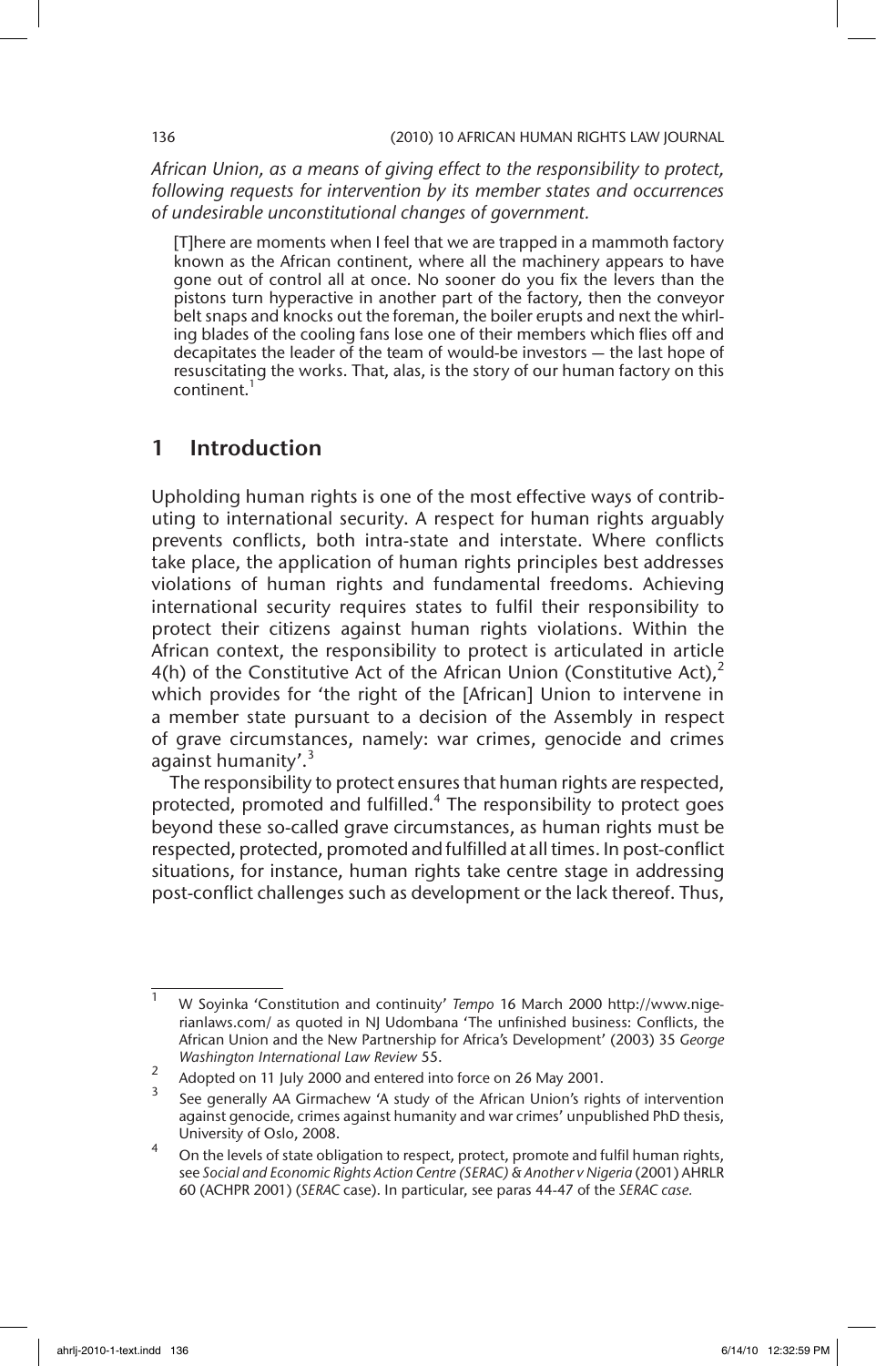*African Union, as a means of giving effect to the responsibility to protect, following requests for intervention by its member states and occurrences of undesirable unconstitutional changes of government.*

> [T]here are moments when I feel that we are trapped in a mammoth factory known as the African continent, where all the machinery appears to have gone out of control all at once. No sooner do you fix the levers than the pistons turn hyperactive in another part of the factory, then the conveyor belt snaps and knocks out the foreman, the boiler erupts and next the whirling blades of the cooling fans lose one of their members which flies off and decapitates the leader of the team of would-be investors — the last hope of resuscitating the works. That, alas, is the story of our human factory on this continent.[1]

## 1 Introduction

Upholding human rights is one of the most effective ways of contributing to international security. A respect for human rights arguably prevents conflicts, both intra-state and interstate. Where conflicts take place, the application of human rights principles best addresses violations of human rights and fundamental freedoms. Achieving international security requires states to fulfil their responsibility to protect their citizens against human rights violations. Within the African context, the responsibility to protect is articulated in article 4(h) of the Constitutive Act of the African Union (Constitutive Act),[2] which provides for 'the right of the [African] Union to intervene in a member state pursuant to a decision of the Assembly in respect of grave circumstances, namely: war crimes, genocide and crimes against humanity'.[3]

The responsibility to protect ensures that human rights are respected, protected, promoted and fulfilled.[4] The responsibility to protect goes beyond these so-called grave circumstances, as human rights must be respected, protected, promoted and fulfilled at all times. In post-conflict situations, for instance, human rights take centre stage in addressing post-conflict challenges such as development or the lack thereof. Thus,

---

[1] W Soyinka 'Constitution and continuity' *Tempo* 16 March 2000 http://www.nigerianlaws.com/ as quoted in NJ Udombana 'The unfinished business: Conflicts, the African Union and the New Partnership for Africa's Development' (2003) 35 *George Washington International Law Review* 55.

[2] Adopted on 11 July 2000 and entered into force on 26 May 2001.

[3] See generally AA Girmachew 'A study of the African Union's rights of intervention against genocide, crimes against humanity and war crimes' unpublished PhD thesis, University of Oslo, 2008.

[4] On the levels of state obligation to respect, protect, promote and fulfil human rights, see *Social and Economic Rights Action Centre (SERAC) & Another v Nigeria* (2001) AHRLR 60 (ACHPR 2001) (*SERAC* case). In particular, see paras 44-47 of the *SERAC case.*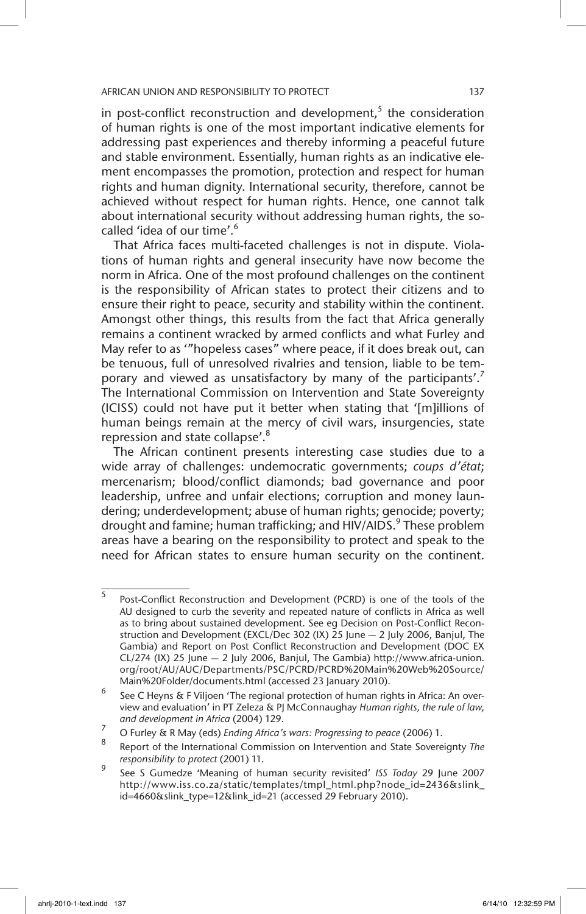in post-conflict reconstruction and development,[5] the consideration of human rights is one of the most important indicative elements for addressing past experiences and thereby informing a peaceful future and stable environment. Essentially, human rights as an indicative element encompasses the promotion, protection and respect for human rights and human dignity. International security, therefore, cannot be achieved without respect for human rights. Hence, one cannot talk about international security without addressing human rights, the so-called 'idea of our time'.[6]

That Africa faces multi-faceted challenges is not in dispute. Violations of human rights and general insecurity have now become the norm in Africa. One of the most profound challenges on the continent is the responsibility of African states to protect their citizens and to ensure their right to peace, security and stability within the continent. Amongst other things, this results from the fact that Africa generally remains a continent wracked by armed conflicts and what Furley and May refer to as '"hopeless cases" where peace, if it does break out, can be tenuous, full of unresolved rivalries and tension, liable to be temporary and viewed as unsatisfactory by many of the participants'.[7] The International Commission on Intervention and State Sovereignty (ICISS) could not have put it better when stating that '[m]illions of human beings remain at the mercy of civil wars, insurgencies, state repression and state collapse'.[8]

The African continent presents interesting case studies due to a wide array of challenges: undemocratic governments; *coups d'état*; mercenarism; blood/conflict diamonds; bad governance and poor leadership, unfree and unfair elections; corruption and money laundering; underdevelopment; abuse of human rights; genocide; poverty; drought and famine; human trafficking; and HIV/AIDS.[9] These problem areas have a bearing on the responsibility to protect and speak to the need for African states to ensure human security on the continent.

---

[5] Post-Conflict Reconstruction and Development (PCRD) is one of the tools of the AU designed to curb the severity and repeated nature of conflicts in Africa as well as to bring about sustained development. See eg Decision on Post-Conflict Reconstruction and Development (EXCL/Dec 302 (IX) 25 June — 2 July 2006, Banjul, The Gambia) and Report on Post Conflict Reconstruction and Development (DOC EX CL/274 (IX) 25 June — 2 July 2006, Banjul, The Gambia) http://www.africa-union.org/root/AU/AUC/Departments/PSC/PCRD/PCRD%20Main%20Web%20Source/Main%20Folder/documents.html (accessed 23 January 2010).

[6] See C Heyns & F Viljoen 'The regional protection of human rights in Africa: An overview and evaluation' in PT Zeleza & PJ McConnaughay *Human rights, the rule of law, and development in Africa* (2004) 129.

[7] O Furley & R May (eds) *Ending Africa's wars: Progressing to peace* (2006) 1.

[8] Report of the International Commission on Intervention and State Sovereignty *The responsibility to protect* (2001) 11.

[9] See S Gumedze 'Meaning of human security revisited' *ISS Today* 29 June 2007 http://www.iss.co.za/static/templates/tmpl_html.php?node_id=2436&slink_id=4660&slink_type=12&link_id=21 (accessed 29 February 2010).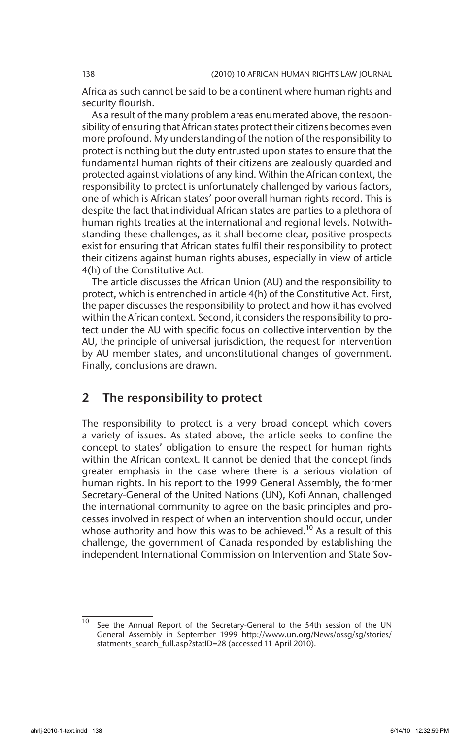Africa as such cannot be said to be a continent where human rights and security flourish.

As a result of the many problem areas enumerated above, the responsibility of ensuring that African states protect their citizens becomes even more profound. My understanding of the notion of the responsibility to protect is nothing but the duty entrusted upon states to ensure that the fundamental human rights of their citizens are zealously guarded and protected against violations of any kind. Within the African context, the responsibility to protect is unfortunately challenged by various factors, one of which is African states' poor overall human rights record. This is despite the fact that individual African states are parties to a plethora of human rights treaties at the international and regional levels. Notwithstanding these challenges, as it shall become clear, positive prospects exist for ensuring that African states fulfil their responsibility to protect their citizens against human rights abuses, especially in view of article 4(h) of the Constitutive Act.

The article discusses the African Union (AU) and the responsibility to protect, which is entrenched in article 4(h) of the Constitutive Act. First, the paper discusses the responsibility to protect and how it has evolved within the African context. Second, it considers the responsibility to protect under the AU with specific focus on collective intervention by the AU, the principle of universal jurisdiction, the request for intervention by AU member states, and unconstitutional changes of government. Finally, conclusions are drawn.

## 2 The responsibility to protect

The responsibility to protect is a very broad concept which covers a variety of issues. As stated above, the article seeks to confine the concept to states' obligation to ensure the respect for human rights within the African context. It cannot be denied that the concept finds greater emphasis in the case where there is a serious violation of human rights. In his report to the 1999 General Assembly, the former Secretary-General of the United Nations (UN), Kofi Annan, challenged the international community to agree on the basic principles and processes involved in respect of when an intervention should occur, under whose authority and how this was to be achieved.[10] As a result of this challenge, the government of Canada responded by establishing the independent International Commission on Intervention and State Sov-

---

[10] See the Annual Report of the Secretary-General to the 54th session of the UN General Assembly in September 1999 http://www.un.org/News/ossg/sg/stories/statments_search_full.asp?statID=28 (accessed 11 April 2010).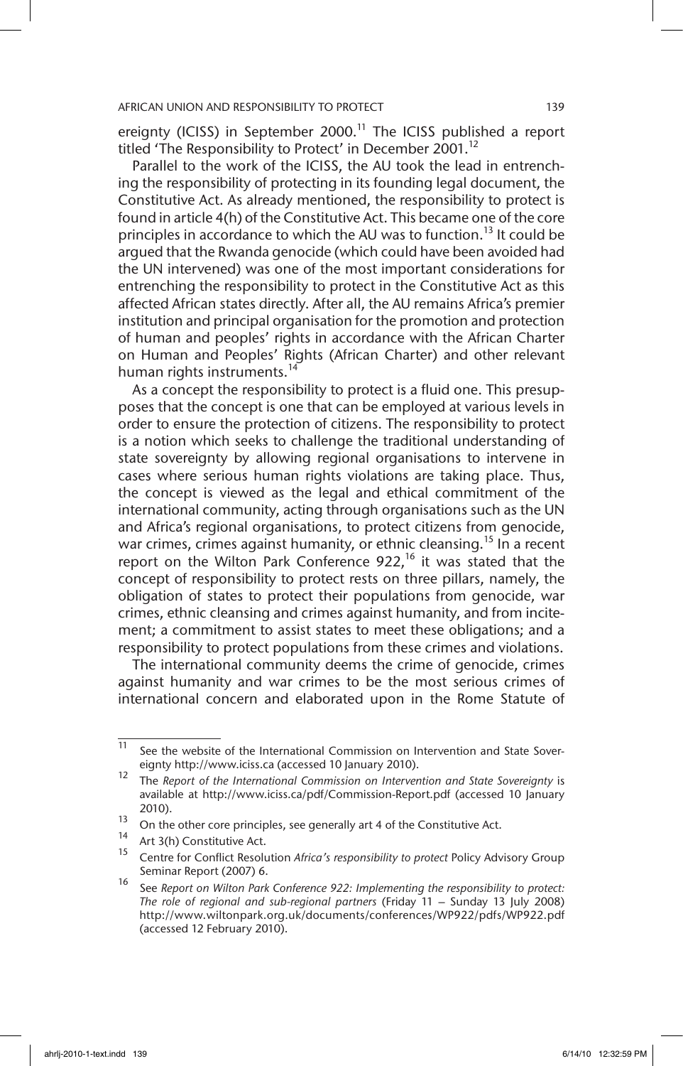ereignty (ICISS) in September 2000.[11] The ICISS published a report titled 'The Responsibility to Protect' in December 2001.[12]

Parallel to the work of the ICISS, the AU took the lead in entrenching the responsibility of protecting in its founding legal document, the Constitutive Act. As already mentioned, the responsibility to protect is found in article 4(h) of the Constitutive Act. This became one of the core principles in accordance to which the AU was to function.[13] It could be argued that the Rwanda genocide (which could have been avoided had the UN intervened) was one of the most important considerations for entrenching the responsibility to protect in the Constitutive Act as this affected African states directly. After all, the AU remains Africa's premier institution and principal organisation for the promotion and protection of human and peoples' rights in accordance with the African Charter on Human and Peoples' Rights (African Charter) and other relevant human rights instruments.[14]

As a concept the responsibility to protect is a fluid one. This presupposes that the concept is one that can be employed at various levels in order to ensure the protection of citizens. The responsibility to protect is a notion which seeks to challenge the traditional understanding of state sovereignty by allowing regional organisations to intervene in cases where serious human rights violations are taking place. Thus, the concept is viewed as the legal and ethical commitment of the international community, acting through organisations such as the UN and Africa's regional organisations, to protect citizens from genocide, war crimes, crimes against humanity, or ethnic cleansing.[15] In a recent report on the Wilton Park Conference 922,[16] it was stated that the concept of responsibility to protect rests on three pillars, namely, the obligation of states to protect their populations from genocide, war crimes, ethnic cleansing and crimes against humanity, and from incitement; a commitment to assist states to meet these obligations; and a responsibility to protect populations from these crimes and violations.

The international community deems the crime of genocide, crimes against humanity and war crimes to be the most serious crimes of international concern and elaborated upon in the Rome Statute of

---

[11] See the website of the International Commission on Intervention and State Sovereignty http://www.iciss.ca (accessed 10 January 2010).

[12] The *Report of the International Commission on Intervention and State Sovereignty* is available at http://www.iciss.ca/pdf/Commission-Report.pdf (accessed 10 January 2010).

[13] On the other core principles, see generally art 4 of the Constitutive Act.

[14] Art 3(h) Constitutive Act.

[15] Centre for Conflict Resolution *Africa's responsibility to protect* Policy Advisory Group Seminar Report (2007) 6.

[16] See *Report on Wilton Park Conference 922: Implementing the responsibility to protect: The role of regional and sub-regional partners* (Friday 11 – Sunday 13 July 2008) http://www.wiltonpark.org.uk/documents/conferences/WP922/pdfs/WP922.pdf (accessed 12 February 2010).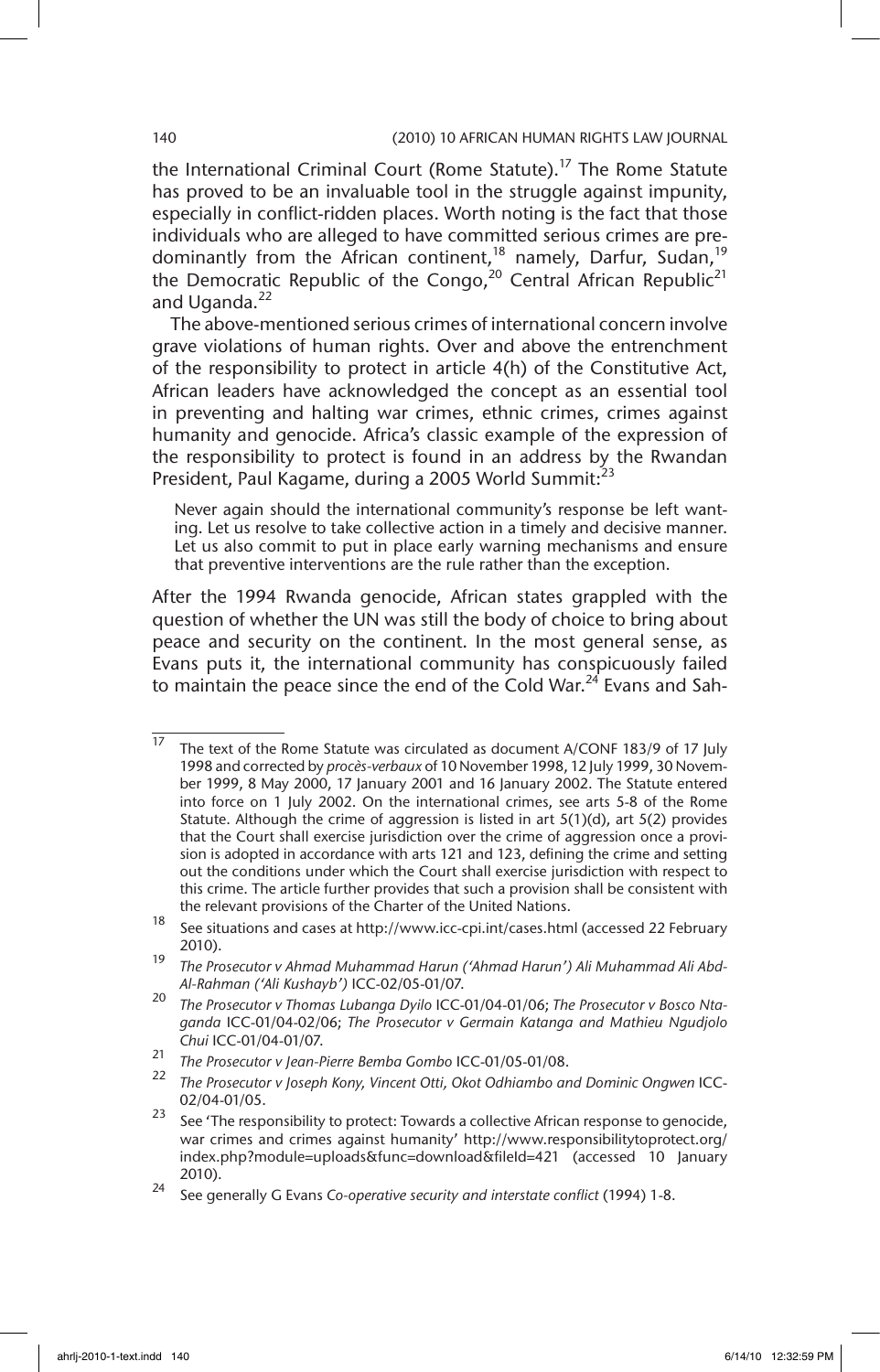the International Criminal Court (Rome Statute).[17] The Rome Statute has proved to be an invaluable tool in the struggle against impunity, especially in conflict-ridden places. Worth noting is the fact that those individuals who are alleged to have committed serious crimes are predominantly from the African continent,[18] namely, Darfur, Sudan,[19] the Democratic Republic of the Congo,[20] Central African Republic[21] and Uganda.[22]

The above-mentioned serious crimes of international concern involve grave violations of human rights. Over and above the entrenchment of the responsibility to protect in article 4(h) of the Constitutive Act, African leaders have acknowledged the concept as an essential tool in preventing and halting war crimes, ethnic crimes, crimes against humanity and genocide. Africa's classic example of the expression of the responsibility to protect is found in an address by the Rwandan President, Paul Kagame, during a 2005 World Summit:[23]

> Never again should the international community's response be left wanting. Let us resolve to take collective action in a timely and decisive manner. Let us also commit to put in place early warning mechanisms and ensure that preventive interventions are the rule rather than the exception.

After the 1994 Rwanda genocide, African states grappled with the question of whether the UN was still the body of choice to bring about peace and security on the continent. In the most general sense, as Evans puts it, the international community has conspicuously failed to maintain the peace since the end of the Cold War.[24] Evans and Sah-

---

[17] The text of the Rome Statute was circulated as document A/CONF 183/9 of 17 July 1998 and corrected by *procès-verbaux* of 10 November 1998, 12 July 1999, 30 November 1999, 8 May 2000, 17 January 2001 and 16 January 2002. The Statute entered into force on 1 July 2002. On the international crimes, see arts 5-8 of the Rome Statute. Although the crime of aggression is listed in art 5(1)(d), art 5(2) provides that the Court shall exercise jurisdiction over the crime of aggression once a provision is adopted in accordance with arts 121 and 123, defining the crime and setting out the conditions under which the Court shall exercise jurisdiction with respect to this crime. The article further provides that such a provision shall be consistent with the relevant provisions of the Charter of the United Nations.

[18] See situations and cases at http://www.icc-cpi.int/cases.html (accessed 22 February 2010).

[19] *The Prosecutor v Ahmad Muhammad Harun ('Ahmad Harun') Ali Muhammad Ali Abd-Al-Rahman ('Ali Kushayb')* ICC-02/05-01/07.

[20] *The Prosecutor v Thomas Lubanga Dyilo* ICC-01/04-01/06; *The Prosecutor v Bosco Ntaganda* ICC-01/04-02/06; *The Prosecutor v Germain Katanga and Mathieu Ngudjolo Chui* ICC-01/04-01/07.

[21] *The Prosecutor v Jean-Pierre Bemba Gombo* ICC-01/05-01/08.

[22] *The Prosecutor v Joseph Kony, Vincent Otti, Okot Odhiambo and Dominic Ongwen* ICC-02/04-01/05.

[23] See 'The responsibility to protect: Towards a collective African response to genocide, war crimes and crimes against humanity' http://www.responsibilitytoprotect.org/index.php?module=uploads&func=download&fileId=421 (accessed 10 January 2010).

[24] See generally G Evans *Co-operative security and interstate conflict* (1994) 1-8.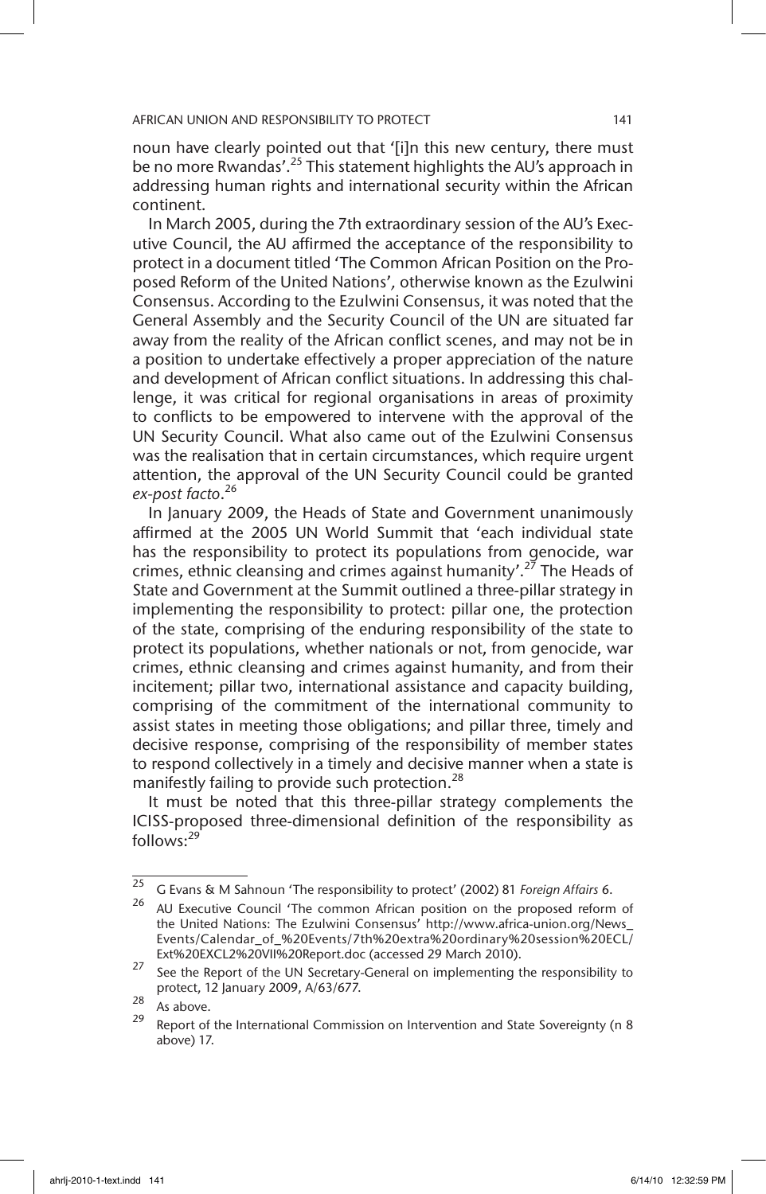noun have clearly pointed out that '[i]n this new century, there must be no more Rwandas'.[25] This statement highlights the AU's approach in addressing human rights and international security within the African continent.

In March 2005, during the 7th extraordinary session of the AU's Executive Council, the AU affirmed the acceptance of the responsibility to protect in a document titled 'The Common African Position on the Proposed Reform of the United Nations', otherwise known as the Ezulwini Consensus. According to the Ezulwini Consensus, it was noted that the General Assembly and the Security Council of the UN are situated far away from the reality of the African conflict scenes, and may not be in a position to undertake effectively a proper appreciation of the nature and development of African conflict situations. In addressing this challenge, it was critical for regional organisations in areas of proximity to conflicts to be empowered to intervene with the approval of the UN Security Council. What also came out of the Ezulwini Consensus was the realisation that in certain circumstances, which require urgent attention, the approval of the UN Security Council could be granted *ex-post facto*.[26]

In January 2009, the Heads of State and Government unanimously affirmed at the 2005 UN World Summit that 'each individual state has the responsibility to protect its populations from genocide, war crimes, ethnic cleansing and crimes against humanity'.[27] The Heads of State and Government at the Summit outlined a three-pillar strategy in implementing the responsibility to protect: pillar one, the protection of the state, comprising of the enduring responsibility of the state to protect its populations, whether nationals or not, from genocide, war crimes, ethnic cleansing and crimes against humanity, and from their incitement; pillar two, international assistance and capacity building, comprising of the commitment of the international community to assist states in meeting those obligations; and pillar three, timely and decisive response, comprising of the responsibility of member states to respond collectively in a timely and decisive manner when a state is manifestly failing to provide such protection.[28]

It must be noted that this three-pillar strategy complements the ICISS-proposed three-dimensional definition of the responsibility as follows:[29]

---

[25] G Evans & M Sahnoun 'The responsibility to protect' (2002) 81 *Foreign Affairs* 6.

[26] AU Executive Council 'The common African position on the proposed reform of the United Nations: The Ezulwini Consensus' http://www.africa-union.org/News_Events/Calendar_of_%20Events/7th%20extra%20ordinary%20session%20ECL/Ext%20EXCL2%20VII%20Report.doc (accessed 29 March 2010).

[27] See the Report of the UN Secretary-General on implementing the responsibility to protect, 12 January 2009, A/63/677.

[28] As above.

[29] Report of the International Commission on Intervention and State Sovereignty (n 8 above) 17.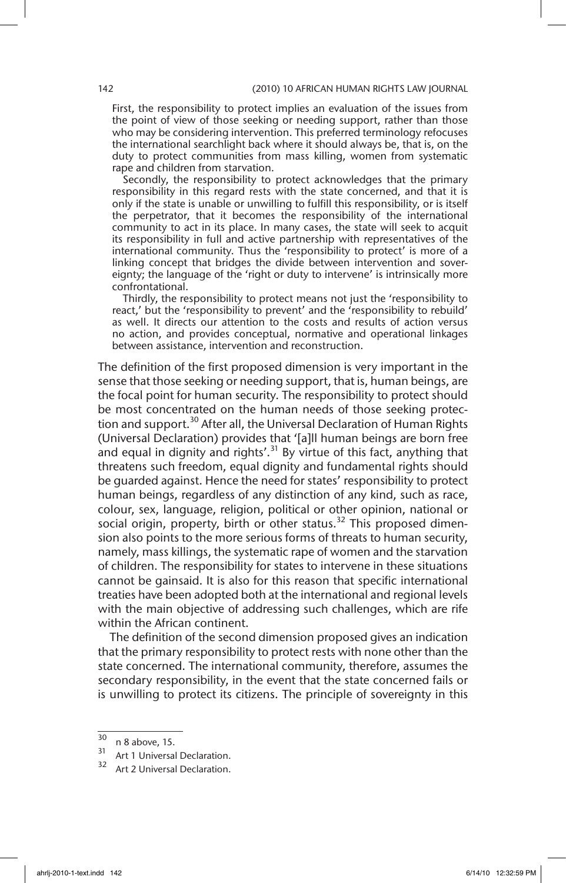> First, the responsibility to protect implies an evaluation of the issues from the point of view of those seeking or needing support, rather than those who may be considering intervention. This preferred terminology refocuses the international searchlight back where it should always be, that is, on the duty to protect communities from mass killing, women from systematic rape and children from starvation.
>
> Secondly, the responsibility to protect acknowledges that the primary responsibility in this regard rests with the state concerned, and that it is only if the state is unable or unwilling to fulfill this responsibility, or is itself the perpetrator, that it becomes the responsibility of the international community to act in its place. In many cases, the state will seek to acquit its responsibility in full and active partnership with representatives of the international community. Thus the 'responsibility to protect' is more of a linking concept that bridges the divide between intervention and sovereignty; the language of the 'right or duty to intervene' is intrinsically more confrontational.
>
> Thirdly, the responsibility to protect means not just the 'responsibility to react,' but the 'responsibility to prevent' and the 'responsibility to rebuild' as well. It directs our attention to the costs and results of action versus no action, and provides conceptual, normative and operational linkages between assistance, intervention and reconstruction.

The definition of the first proposed dimension is very important in the sense that those seeking or needing support, that is, human beings, are the focal point for human security. The responsibility to protect should be most concentrated on the human needs of those seeking protection and support.[30] After all, the Universal Declaration of Human Rights (Universal Declaration) provides that '[a]ll human beings are born free and equal in dignity and rights'.[31] By virtue of this fact, anything that threatens such freedom, equal dignity and fundamental rights should be guarded against. Hence the need for states' responsibility to protect human beings, regardless of any distinction of any kind, such as race, colour, sex, language, religion, political or other opinion, national or social origin, property, birth or other status.[32] This proposed dimension also points to the more serious forms of threats to human security, namely, mass killings, the systematic rape of women and the starvation of children. The responsibility for states to intervene in these situations cannot be gainsaid. It is also for this reason that specific international treaties have been adopted both at the international and regional levels with the main objective of addressing such challenges, which are rife within the African continent.

The definition of the second dimension proposed gives an indication that the primary responsibility to protect rests with none other than the state concerned. The international community, therefore, assumes the secondary responsibility, in the event that the state concerned fails or is unwilling to protect its citizens. The principle of sovereignty in this

---

30 n 8 above, 15.

31 Art 1 Universal Declaration.

32 Art 2 Universal Declaration.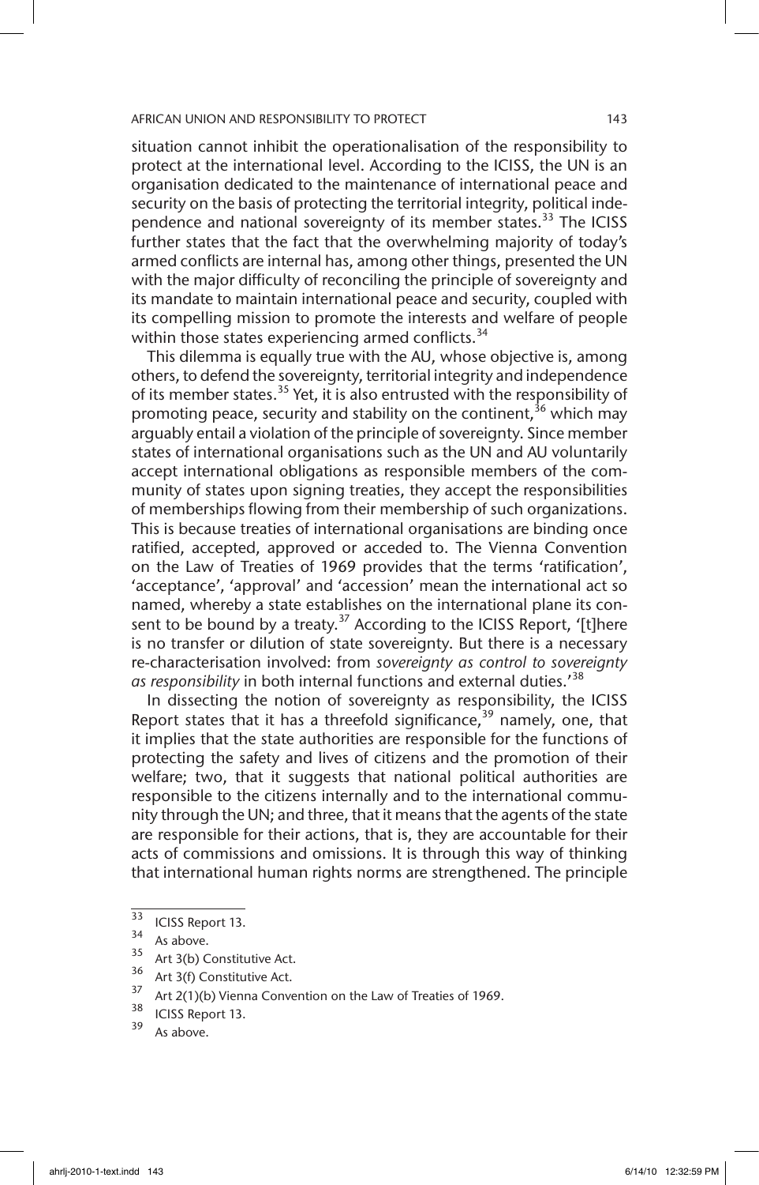situation cannot inhibit the operationalisation of the responsibility to protect at the international level. According to the ICISS, the UN is an organisation dedicated to the maintenance of international peace and security on the basis of protecting the territorial integrity, political independence and national sovereignty of its member states.[33] The ICISS further states that the fact that the overwhelming majority of today's armed conflicts are internal has, among other things, presented the UN with the major difficulty of reconciling the principle of sovereignty and its mandate to maintain international peace and security, coupled with its compelling mission to promote the interests and welfare of people within those states experiencing armed conflicts.[34]

This dilemma is equally true with the AU, whose objective is, among others, to defend the sovereignty, territorial integrity and independence of its member states.[35] Yet, it is also entrusted with the responsibility of promoting peace, security and stability on the continent,[36] which may arguably entail a violation of the principle of sovereignty. Since member states of international organisations such as the UN and AU voluntarily accept international obligations as responsible members of the community of states upon signing treaties, they accept the responsibilities of memberships flowing from their membership of such organizations. This is because treaties of international organisations are binding once ratified, accepted, approved or acceded to. The Vienna Convention on the Law of Treaties of 1969 provides that the terms 'ratification', 'acceptance', 'approval' and 'accession' mean the international act so named, whereby a state establishes on the international plane its consent to be bound by a treaty.[37] According to the ICISS Report, '[t]here is no transfer or dilution of state sovereignty. But there is a necessary re-characterisation involved: from *sovereignty as control to sovereignty as responsibility* in both internal functions and external duties.'[38]

In dissecting the notion of sovereignty as responsibility, the ICISS Report states that it has a threefold significance,[39] namely, one, that it implies that the state authorities are responsible for the functions of protecting the safety and lives of citizens and the promotion of their welfare; two, that it suggests that national political authorities are responsible to the citizens internally and to the international community through the UN; and three, that it means that the agents of the state are responsible for their actions, that is, they are accountable for their acts of commissions and omissions. It is through this way of thinking that international human rights norms are strengthened. The principle

---

[33] ICISS Report 13.

[34] As above.

[35] Art 3(b) Constitutive Act.

[36] Art 3(f) Constitutive Act.

[37] Art 2(1)(b) Vienna Convention on the Law of Treaties of 1969.

[38] ICISS Report 13.

[39] As above.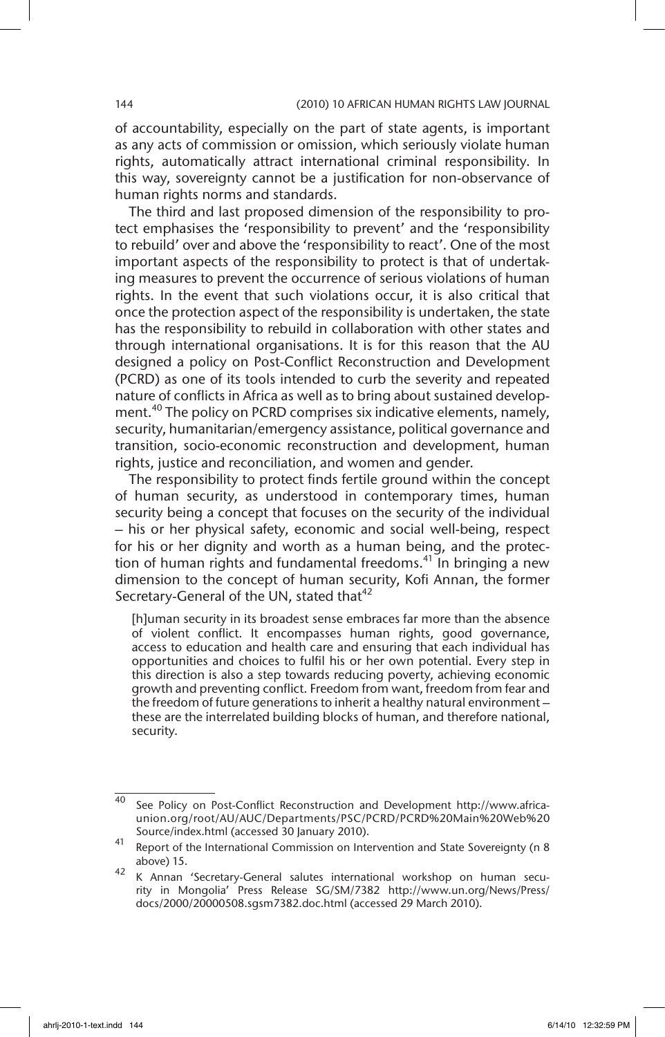of accountability, especially on the part of state agents, is important as any acts of commission or omission, which seriously violate human rights, automatically attract international criminal responsibility. In this way, sovereignty cannot be a justification for non-observance of human rights norms and standards.

The third and last proposed dimension of the responsibility to protect emphasises the 'responsibility to prevent' and the 'responsibility to rebuild' over and above the 'responsibility to react'. One of the most important aspects of the responsibility to protect is that of undertaking measures to prevent the occurrence of serious violations of human rights. In the event that such violations occur, it is also critical that once the protection aspect of the responsibility is undertaken, the state has the responsibility to rebuild in collaboration with other states and through international organisations. It is for this reason that the AU designed a policy on Post-Conflict Reconstruction and Development (PCRD) as one of its tools intended to curb the severity and repeated nature of conflicts in Africa as well as to bring about sustained development.[40] The policy on PCRD comprises six indicative elements, namely, security, humanitarian/emergency assistance, political governance and transition, socio-economic reconstruction and development, human rights, justice and reconciliation, and women and gender.

The responsibility to protect finds fertile ground within the concept of human security, as understood in contemporary times, human security being a concept that focuses on the security of the individual – his or her physical safety, economic and social well-being, respect for his or her dignity and worth as a human being, and the protection of human rights and fundamental freedoms.[41] In bringing a new dimension to the concept of human security, Kofi Annan, the former Secretary-General of the UN, stated that[42]

> [h]uman security in its broadest sense embraces far more than the absence of violent conflict. It encompasses human rights, good governance, access to education and health care and ensuring that each individual has opportunities and choices to fulfil his or her own potential. Every step in this direction is also a step towards reducing poverty, achieving economic growth and preventing conflict. Freedom from want, freedom from fear and the freedom of future generations to inherit a healthy natural environment – these are the interrelated building blocks of human, and therefore national, security.

---

[40] See Policy on Post-Conflict Reconstruction and Development http://www.africa-union.org/root/AU/AUC/Departments/PSC/PCRD/PCRD%20Main%20Web%20Source/index.html (accessed 30 January 2010).

[41] Report of the International Commission on Intervention and State Sovereignty (n 8 above) 15.

[42] K Annan 'Secretary-General salutes international workshop on human security in Mongolia' Press Release SG/SM/7382 http://www.un.org/News/Press/docs/2000/20000508.sgsm7382.doc.html (accessed 29 March 2010).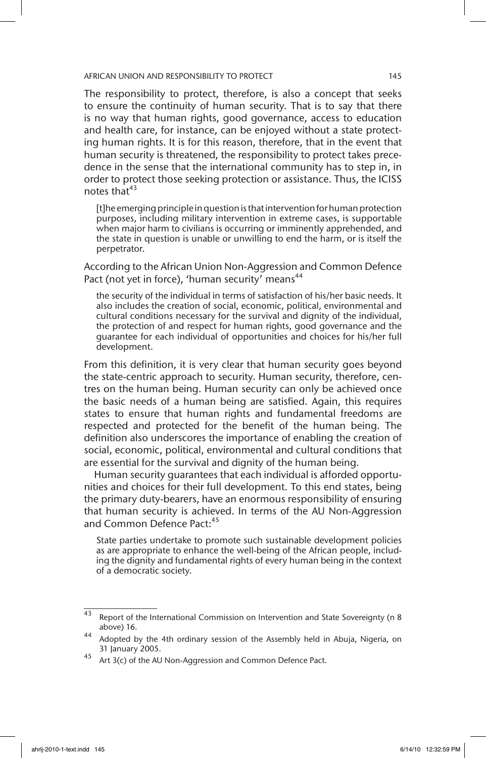The responsibility to protect, therefore, is also a concept that seeks to ensure the continuity of human security. That is to say that there is no way that human rights, good governance, access to education and health care, for instance, can be enjoyed without a state protecting human rights. It is for this reason, therefore, that in the event that human security is threatened, the responsibility to protect takes precedence in the sense that the international community has to step in, in order to protect those seeking protection or assistance. Thus, the ICISS notes that[43]

> [t]he emerging principle in question is that intervention for human protection purposes, including military intervention in extreme cases, is supportable when major harm to civilians is occurring or imminently apprehended, and the state in question is unable or unwilling to end the harm, or is itself the perpetrator.

According to the African Union Non-Aggression and Common Defence Pact (not yet in force), 'human security' means[44]

> the security of the individual in terms of satisfaction of his/her basic needs. It also includes the creation of social, economic, political, environmental and cultural conditions necessary for the survival and dignity of the individual, the protection of and respect for human rights, good governance and the guarantee for each individual of opportunities and choices for his/her full development.

From this definition, it is very clear that human security goes beyond the state-centric approach to security. Human security, therefore, centres on the human being. Human security can only be achieved once the basic needs of a human being are satisfied. Again, this requires states to ensure that human rights and fundamental freedoms are respected and protected for the benefit of the human being. The definition also underscores the importance of enabling the creation of social, economic, political, environmental and cultural conditions that are essential for the survival and dignity of the human being.

Human security guarantees that each individual is afforded opportunities and choices for their full development. To this end states, being the primary duty-bearers, have an enormous responsibility of ensuring that human security is achieved. In terms of the AU Non-Aggression and Common Defence Pact:[45]

> State parties undertake to promote such sustainable development policies as are appropriate to enhance the well-being of the African people, including the dignity and fundamental rights of every human being in the context of a democratic society.

---

[43] Report of the International Commission on Intervention and State Sovereignty (n 8 above) 16.

[44] Adopted by the 4th ordinary session of the Assembly held in Abuja, Nigeria, on 31 January 2005.

[45] Art 3(c) of the AU Non-Aggression and Common Defence Pact.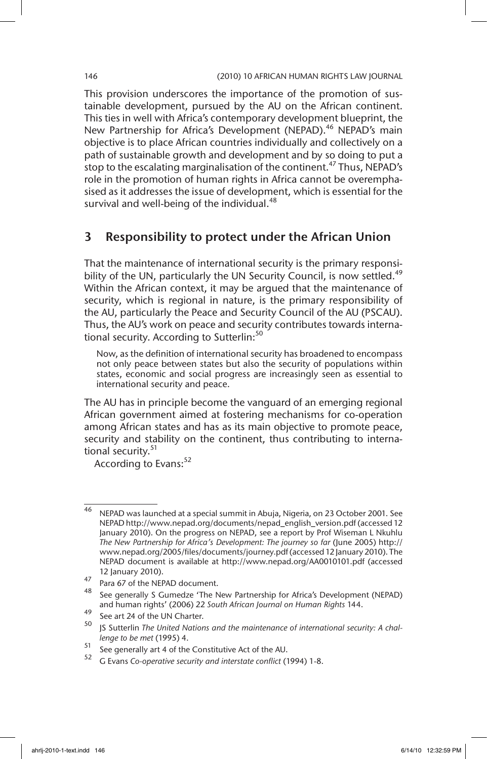This provision underscores the importance of the promotion of sustainable development, pursued by the AU on the African continent. This ties in well with Africa's contemporary development blueprint, the New Partnership for Africa's Development (NEPAD).[46] NEPAD's main objective is to place African countries individually and collectively on a path of sustainable growth and development and by so doing to put a stop to the escalating marginalisation of the continent.[47] Thus, NEPAD's role in the promotion of human rights in Africa cannot be overemphasised as it addresses the issue of development, which is essential for the survival and well-being of the individual.[48]

## 3 Responsibility to protect under the African Union

That the maintenance of international security is the primary responsibility of the UN, particularly the UN Security Council, is now settled.[49] Within the African context, it may be argued that the maintenance of security, which is regional in nature, is the primary responsibility of the AU, particularly the Peace and Security Council of the AU (PSCAU). Thus, the AU's work on peace and security contributes towards international security. According to Sutterlin:[50]

> Now, as the definition of international security has broadened to encompass not only peace between states but also the security of populations within states, economic and social progress are increasingly seen as essential to international security and peace.

The AU has in principle become the vanguard of an emerging regional African government aimed at fostering mechanisms for co-operation among African states and has as its main objective to promote peace, security and stability on the continent, thus contributing to international security.[51]

According to Evans:[52]

---

[46] NEPAD was launched at a special summit in Abuja, Nigeria, on 23 October 2001. See NEPAD http://www.nepad.org/documents/nepad_english_version.pdf (accessed 12 January 2010). On the progress on NEPAD, see a report by Prof Wiseman L Nkuhlu *The New Partnership for Africa's Development: The journey so far* (June 2005) http://www.nepad.org/2005/files/documents/journey.pdf (accessed 12 January 2010). The NEPAD document is available at http://www.nepad.org/AA0010101.pdf (accessed 12 January 2010).

[47] Para 67 of the NEPAD document.

[48] See generally S Gumedze 'The New Partnership for Africa's Development (NEPAD) and human rights' (2006) 22 *South African Journal on Human Rights* 144.

[49] See art 24 of the UN Charter.

[50] JS Sutterlin *The United Nations and the maintenance of international security: A challenge to be met* (1995) 4.

[51] See generally art 4 of the Constitutive Act of the AU.

[52] G Evans *Co-operative security and interstate conflict* (1994) 1-8.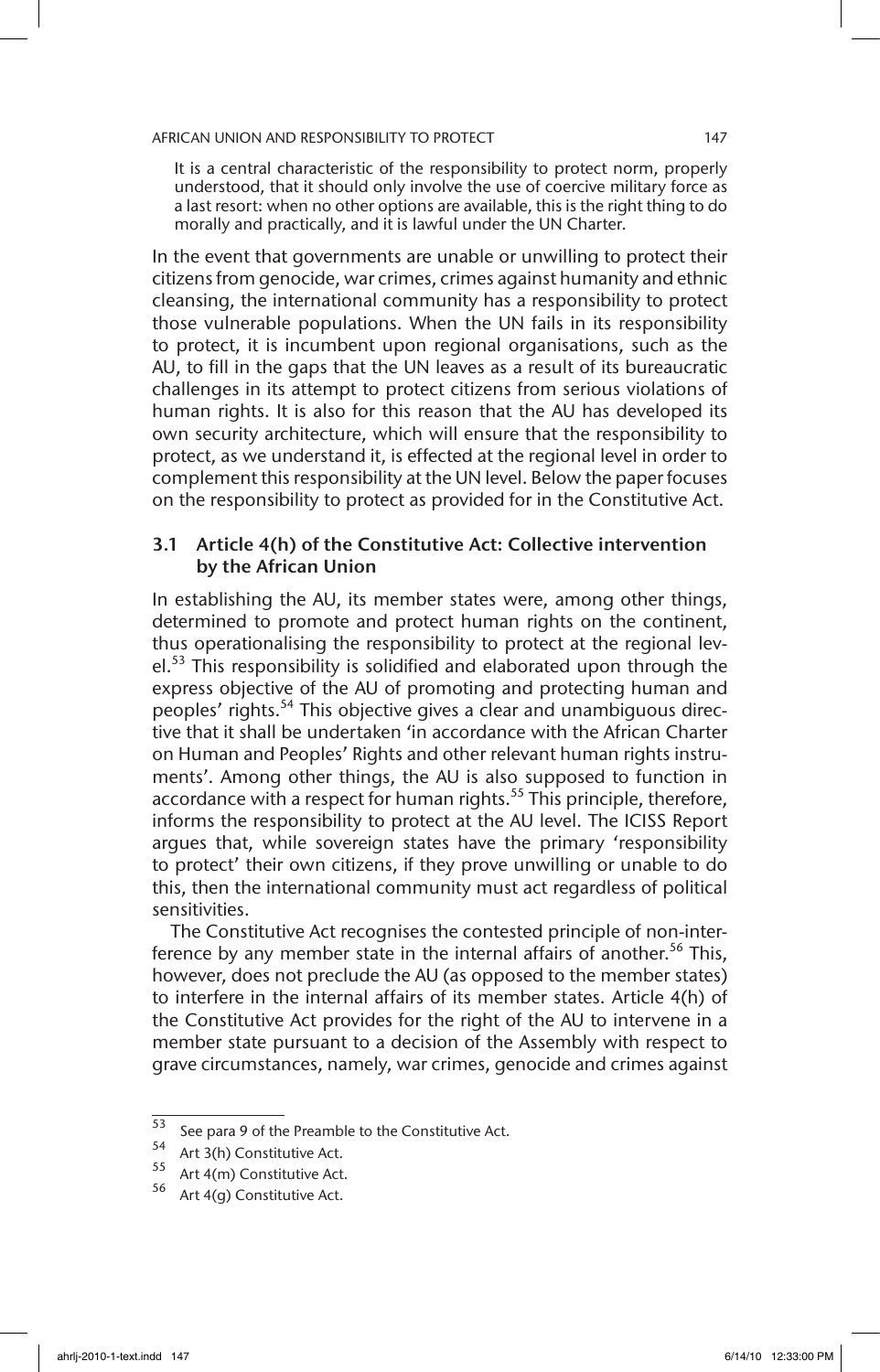> It is a central characteristic of the responsibility to protect norm, properly understood, that it should only involve the use of coercive military force as a last resort: when no other options are available, this is the right thing to do morally and practically, and it is lawful under the UN Charter.

In the event that governments are unable or unwilling to protect their citizens from genocide, war crimes, crimes against humanity and ethnic cleansing, the international community has a responsibility to protect those vulnerable populations. When the UN fails in its responsibility to protect, it is incumbent upon regional organisations, such as the AU, to fill in the gaps that the UN leaves as a result of its bureaucratic challenges in its attempt to protect citizens from serious violations of human rights. It is also for this reason that the AU has developed its own security architecture, which will ensure that the responsibility to protect, as we understand it, is effected at the regional level in order to complement this responsibility at the UN level. Below the paper focuses on the responsibility to protect as provided for in the Constitutive Act.

### 3.1 Article 4(h) of the Constitutive Act: Collective intervention by the African Union

In establishing the AU, its member states were, among other things, determined to promote and protect human rights on the continent, thus operationalising the responsibility to protect at the regional level.[53] This responsibility is solidified and elaborated upon through the express objective of the AU of promoting and protecting human and peoples' rights.[54] This objective gives a clear and unambiguous directive that it shall be undertaken 'in accordance with the African Charter on Human and Peoples' Rights and other relevant human rights instruments'. Among other things, the AU is also supposed to function in accordance with a respect for human rights.[55] This principle, therefore, informs the responsibility to protect at the AU level. The ICISS Report argues that, while sovereign states have the primary 'responsibility to protect' their own citizens, if they prove unwilling or unable to do this, then the international community must act regardless of political sensitivities.

The Constitutive Act recognises the contested principle of non-interference by any member state in the internal affairs of another.[56] This, however, does not preclude the AU (as opposed to the member states) to interfere in the internal affairs of its member states. Article 4(h) of the Constitutive Act provides for the right of the AU to intervene in a member state pursuant to a decision of the Assembly with respect to grave circumstances, namely, war crimes, genocide and crimes against

---

[53] See para 9 of the Preamble to the Constitutive Act.

[54] Art 3(h) Constitutive Act.

[55] Art 4(m) Constitutive Act.

[56] Art 4(g) Constitutive Act.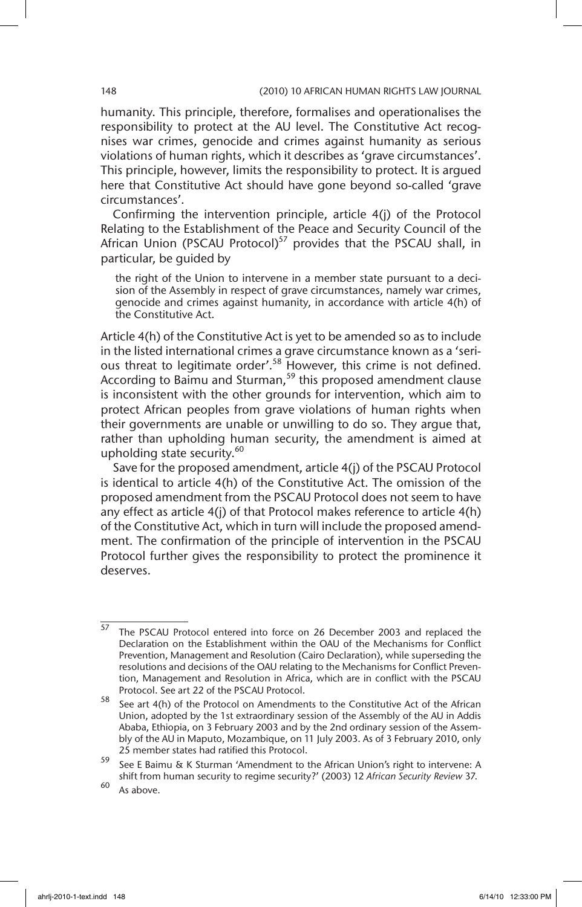humanity. This principle, therefore, formalises and operationalises the responsibility to protect at the AU level. The Constitutive Act recognises war crimes, genocide and crimes against humanity as serious violations of human rights, which it describes as 'grave circumstances'. This principle, however, limits the responsibility to protect. It is argued here that Constitutive Act should have gone beyond so-called 'grave circumstances'.

Confirming the intervention principle, article 4(j) of the Protocol Relating to the Establishment of the Peace and Security Council of the African Union (PSCAU Protocol)[57] provides that the PSCAU shall, in particular, be guided by

> the right of the Union to intervene in a member state pursuant to a decision of the Assembly in respect of grave circumstances, namely war crimes, genocide and crimes against humanity, in accordance with article 4(h) of the Constitutive Act.

Article 4(h) of the Constitutive Act is yet to be amended so as to include in the listed international crimes a grave circumstance known as a 'serious threat to legitimate order'.[58] However, this crime is not defined. According to Baimu and Sturman,[59] this proposed amendment clause is inconsistent with the other grounds for intervention, which aim to protect African peoples from grave violations of human rights when their governments are unable or unwilling to do so. They argue that, rather than upholding human security, the amendment is aimed at upholding state security.[60]

Save for the proposed amendment, article 4(j) of the PSCAU Protocol is identical to article 4(h) of the Constitutive Act. The omission of the proposed amendment from the PSCAU Protocol does not seem to have any effect as article 4(j) of that Protocol makes reference to article 4(h) of the Constitutive Act, which in turn will include the proposed amendment. The confirmation of the principle of intervention in the PSCAU Protocol further gives the responsibility to protect the prominence it deserves.

---

[57] The PSCAU Protocol entered into force on 26 December 2003 and replaced the Declaration on the Establishment within the OAU of the Mechanisms for Conflict Prevention, Management and Resolution (Cairo Declaration), while superseding the resolutions and decisions of the OAU relating to the Mechanisms for Conflict Prevention, Management and Resolution in Africa, which are in conflict with the PSCAU Protocol. See art 22 of the PSCAU Protocol.

[58] See art 4(h) of the Protocol on Amendments to the Constitutive Act of the African Union, adopted by the 1st extraordinary session of the Assembly of the AU in Addis Ababa, Ethiopia, on 3 February 2003 and by the 2nd ordinary session of the Assembly of the AU in Maputo, Mozambique, on 11 July 2003. As of 3 February 2010, only 25 member states had ratified this Protocol.

[59] See E Baimu & K Sturman 'Amendment to the African Union's right to intervene: A shift from human security to regime security?' (2003) 12 *African Security Review* 37.

[60] As above.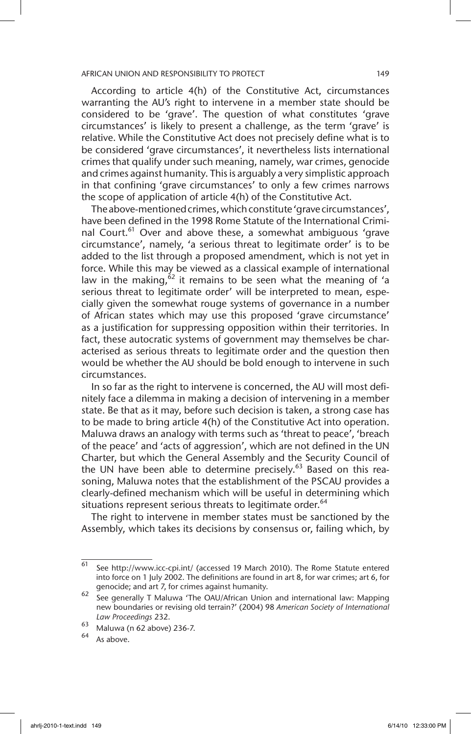According to article 4(h) of the Constitutive Act, circumstances warranting the AU's right to intervene in a member state should be considered to be 'grave'. The question of what constitutes 'grave circumstances' is likely to present a challenge, as the term 'grave' is relative. While the Constitutive Act does not precisely define what is to be considered 'grave circumstances', it nevertheless lists international crimes that qualify under such meaning, namely, war crimes, genocide and crimes against humanity. This is arguably a very simplistic approach in that confining 'grave circumstances' to only a few crimes narrows the scope of application of article 4(h) of the Constitutive Act.

The above-mentioned crimes, which constitute 'grave circumstances', have been defined in the 1998 Rome Statute of the International Criminal Court.[61] Over and above these, a somewhat ambiguous 'grave circumstance', namely, 'a serious threat to legitimate order' is to be added to the list through a proposed amendment, which is not yet in force. While this may be viewed as a classical example of international law in the making,[62] it remains to be seen what the meaning of 'a serious threat to legitimate order' will be interpreted to mean, especially given the somewhat rouge systems of governance in a number of African states which may use this proposed 'grave circumstance' as a justification for suppressing opposition within their territories. In fact, these autocratic systems of government may themselves be characterised as serious threats to legitimate order and the question then would be whether the AU should be bold enough to intervene in such circumstances.

In so far as the right to intervene is concerned, the AU will most definitely face a dilemma in making a decision of intervening in a member state. Be that as it may, before such decision is taken, a strong case has to be made to bring article 4(h) of the Constitutive Act into operation. Maluwa draws an analogy with terms such as 'threat to peace', 'breach of the peace' and 'acts of aggression', which are not defined in the UN Charter, but which the General Assembly and the Security Council of the UN have been able to determine precisely.[63] Based on this reasoning, Maluwa notes that the establishment of the PSCAU provides a clearly-defined mechanism which will be useful in determining which situations represent serious threats to legitimate order.[64]

The right to intervene in member states must be sanctioned by the Assembly, which takes its decisions by consensus or, failing which, by

---

[61] See http://www.icc-cpi.int/ (accessed 19 March 2010). The Rome Statute entered into force on 1 July 2002. The definitions are found in art 8, for war crimes; art 6, for genocide; and art 7, for crimes against humanity.

[62] See generally T Maluwa 'The OAU/African Union and international law: Mapping new boundaries or revising old terrain?' (2004) 98 *American Society of International Law Proceedings* 232.

[63] Maluwa (n 62 above) 236-7.

[64] As above.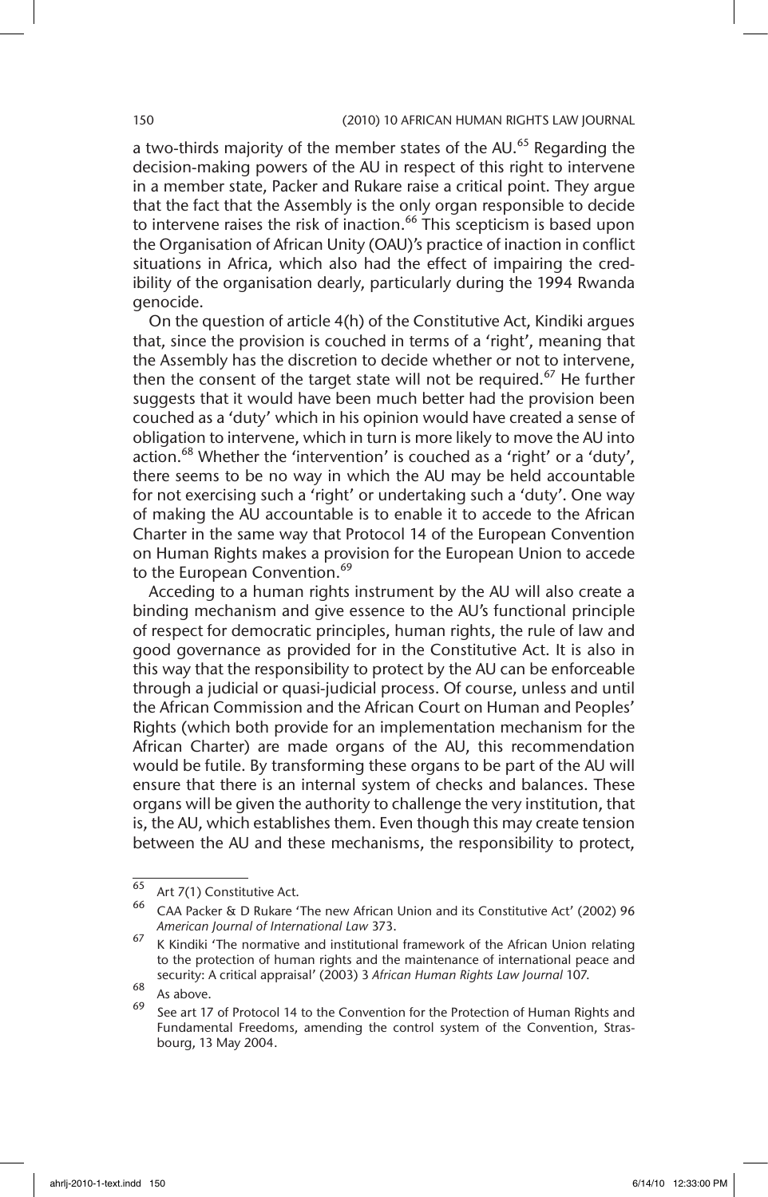a two-thirds majority of the member states of the AU.[65] Regarding the decision-making powers of the AU in respect of this right to intervene in a member state, Packer and Rukare raise a critical point. They argue that the fact that the Assembly is the only organ responsible to decide to intervene raises the risk of inaction.[66] This scepticism is based upon the Organisation of African Unity (OAU)'s practice of inaction in conflict situations in Africa, which also had the effect of impairing the credibility of the organisation dearly, particularly during the 1994 Rwanda genocide.

On the question of article 4(h) of the Constitutive Act, Kindiki argues that, since the provision is couched in terms of a 'right', meaning that the Assembly has the discretion to decide whether or not to intervene, then the consent of the target state will not be required.[67] He further suggests that it would have been much better had the provision been couched as a 'duty' which in his opinion would have created a sense of obligation to intervene, which in turn is more likely to move the AU into action.[68] Whether the 'intervention' is couched as a 'right' or a 'duty', there seems to be no way in which the AU may be held accountable for not exercising such a 'right' or undertaking such a 'duty'. One way of making the AU accountable is to enable it to accede to the African Charter in the same way that Protocol 14 of the European Convention on Human Rights makes a provision for the European Union to accede to the European Convention.[69]

Acceding to a human rights instrument by the AU will also create a binding mechanism and give essence to the AU's functional principle of respect for democratic principles, human rights, the rule of law and good governance as provided for in the Constitutive Act. It is also in this way that the responsibility to protect by the AU can be enforceable through a judicial or quasi-judicial process. Of course, unless and until the African Commission and the African Court on Human and Peoples' Rights (which both provide for an implementation mechanism for the African Charter) are made organs of the AU, this recommendation would be futile. By transforming these organs to be part of the AU will ensure that there is an internal system of checks and balances. These organs will be given the authority to challenge the very institution, that is, the AU, which establishes them. Even though this may create tension between the AU and these mechanisms, the responsibility to protect,

---

65 Art 7(1) Constitutive Act.

66 CAA Packer & D Rukare 'The new African Union and its Constitutive Act' (2002) 96 *American Journal of International Law* 373.

67 K Kindiki 'The normative and institutional framework of the African Union relating to the protection of human rights and the maintenance of international peace and security: A critical appraisal' (2003) 3 *African Human Rights Law Journal* 107.

68 As above.

69 See art 17 of Protocol 14 to the Convention for the Protection of Human Rights and Fundamental Freedoms, amending the control system of the Convention, Strasbourg, 13 May 2004.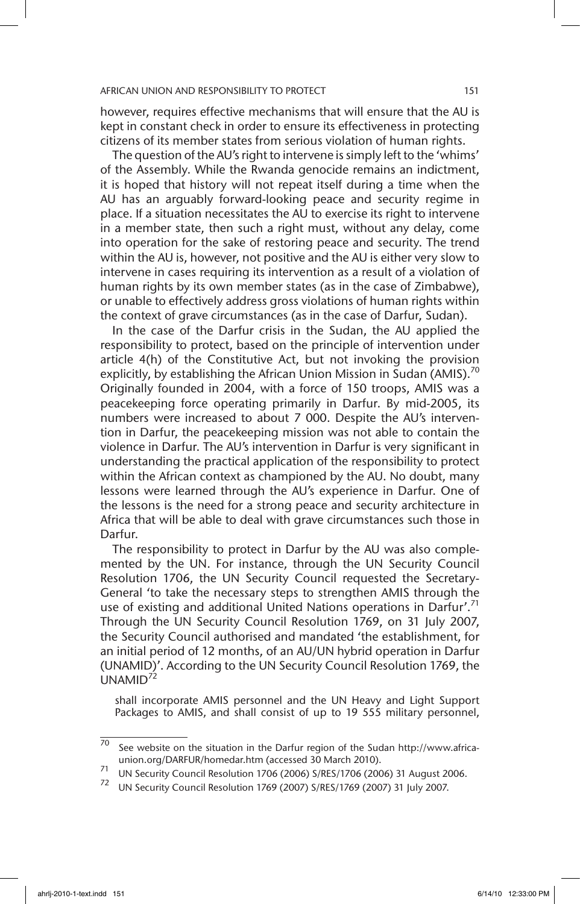however, requires effective mechanisms that will ensure that the AU is kept in constant check in order to ensure its effectiveness in protecting citizens of its member states from serious violation of human rights.

The question of the AU's right to intervene is simply left to the 'whims' of the Assembly. While the Rwanda genocide remains an indictment, it is hoped that history will not repeat itself during a time when the AU has an arguably forward-looking peace and security regime in place. If a situation necessitates the AU to exercise its right to intervene in a member state, then such a right must, without any delay, come into operation for the sake of restoring peace and security. The trend within the AU is, however, not positive and the AU is either very slow to intervene in cases requiring its intervention as a result of a violation of human rights by its own member states (as in the case of Zimbabwe), or unable to effectively address gross violations of human rights within the context of grave circumstances (as in the case of Darfur, Sudan).

In the case of the Darfur crisis in the Sudan, the AU applied the responsibility to protect, based on the principle of intervention under article 4(h) of the Constitutive Act, but not invoking the provision explicitly, by establishing the African Union Mission in Sudan (AMIS).[70] Originally founded in 2004, with a force of 150 troops, AMIS was a peacekeeping force operating primarily in Darfur. By mid-2005, its numbers were increased to about 7 000. Despite the AU's intervention in Darfur, the peacekeeping mission was not able to contain the violence in Darfur. The AU's intervention in Darfur is very significant in understanding the practical application of the responsibility to protect within the African context as championed by the AU. No doubt, many lessons were learned through the AU's experience in Darfur. One of the lessons is the need for a strong peace and security architecture in Africa that will be able to deal with grave circumstances such those in Darfur.

The responsibility to protect in Darfur by the AU was also complemented by the UN. For instance, through the UN Security Council Resolution 1706, the UN Security Council requested the Secretary-General 'to take the necessary steps to strengthen AMIS through the use of existing and additional United Nations operations in Darfur'.[71] Through the UN Security Council Resolution 1769, on 31 July 2007, the Security Council authorised and mandated 'the establishment, for an initial period of 12 months, of an AU/UN hybrid operation in Darfur (UNAMID)'. According to the UN Security Council Resolution 1769, the UNAMID[72]

> shall incorporate AMIS personnel and the UN Heavy and Light Support Packages to AMIS, and shall consist of up to 19 555 military personnel,

---

[70] See website on the situation in the Darfur region of the Sudan http://www.africa-union.org/DARFUR/homedar.htm (accessed 30 March 2010).

[71] UN Security Council Resolution 1706 (2006) S/RES/1706 (2006) 31 August 2006.

[72] UN Security Council Resolution 1769 (2007) S/RES/1769 (2007) 31 July 2007.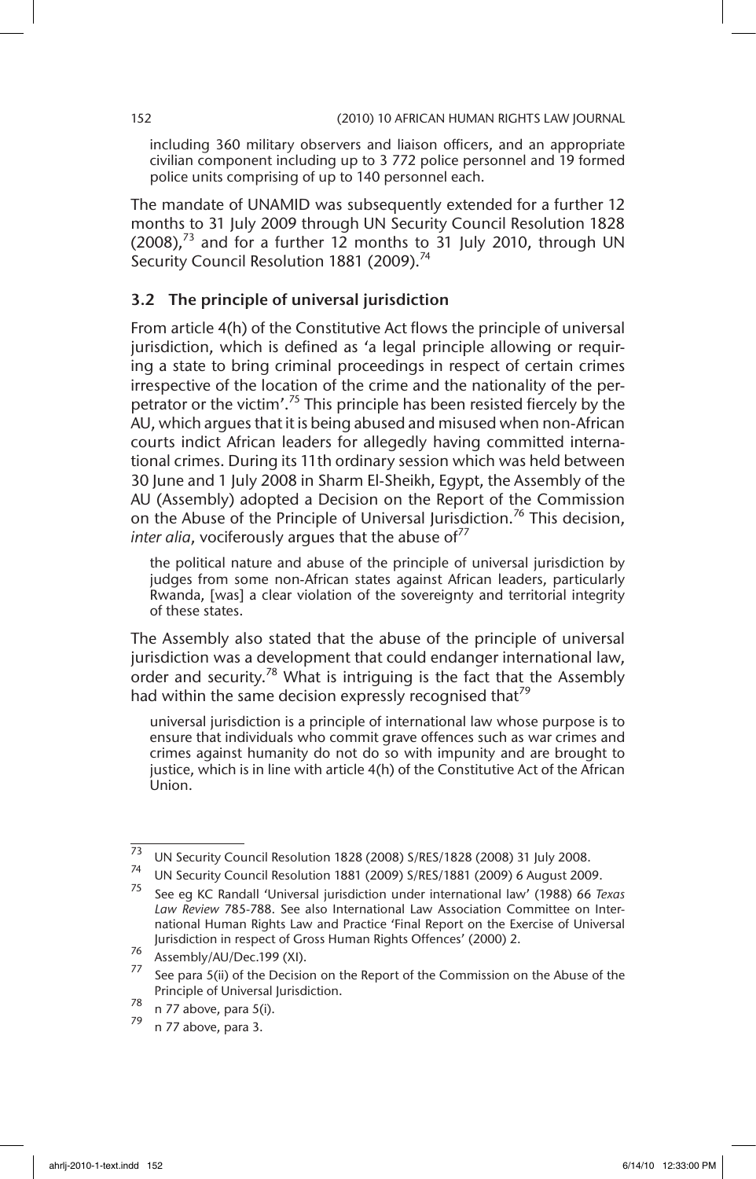including 360 military observers and liaison officers, and an appropriate civilian component including up to 3 772 police personnel and 19 formed police units comprising of up to 140 personnel each.

The mandate of UNAMID was subsequently extended for a further 12 months to 31 July 2009 through UN Security Council Resolution 1828 (2008),[73] and for a further 12 months to 31 July 2010, through UN Security Council Resolution 1881 (2009).[74]

### 3.2 The principle of universal jurisdiction

From article 4(h) of the Constitutive Act flows the principle of universal jurisdiction, which is defined as 'a legal principle allowing or requiring a state to bring criminal proceedings in respect of certain crimes irrespective of the location of the crime and the nationality of the perpetrator or the victim'.[75] This principle has been resisted fiercely by the AU, which argues that it is being abused and misused when non-African courts indict African leaders for allegedly having committed international crimes. During its 11th ordinary session which was held between 30 June and 1 July 2008 in Sharm El-Sheikh, Egypt, the Assembly of the AU (Assembly) adopted a Decision on the Report of the Commission on the Abuse of the Principle of Universal Jurisdiction.[76] This decision, *inter alia*, vociferously argues that the abuse of[77]

> the political nature and abuse of the principle of universal jurisdiction by judges from some non-African states against African leaders, particularly Rwanda, [was] a clear violation of the sovereignty and territorial integrity of these states.

The Assembly also stated that the abuse of the principle of universal jurisdiction was a development that could endanger international law, order and security.[78] What is intriguing is the fact that the Assembly had within the same decision expressly recognised that[79]

> universal jurisdiction is a principle of international law whose purpose is to ensure that individuals who commit grave offences such as war crimes and crimes against humanity do not do so with impunity and are brought to justice, which is in line with article 4(h) of the Constitutive Act of the African Union.

---

[73] UN Security Council Resolution 1828 (2008) S/RES/1828 (2008) 31 July 2008.

[74] UN Security Council Resolution 1881 (2009) S/RES/1881 (2009) 6 August 2009.

[75] See eg KC Randall 'Universal jurisdiction under international law' (1988) 66 *Texas Law Review* 785-788. See also International Law Association Committee on International Human Rights Law and Practice 'Final Report on the Exercise of Universal Jurisdiction in respect of Gross Human Rights Offences' (2000) 2.

[76] Assembly/AU/Dec.199 (XI).

[77] See para 5(ii) of the Decision on the Report of the Commission on the Abuse of the Principle of Universal Jurisdiction.

[78] n 77 above, para 5(i).

[79] n 77 above, para 3.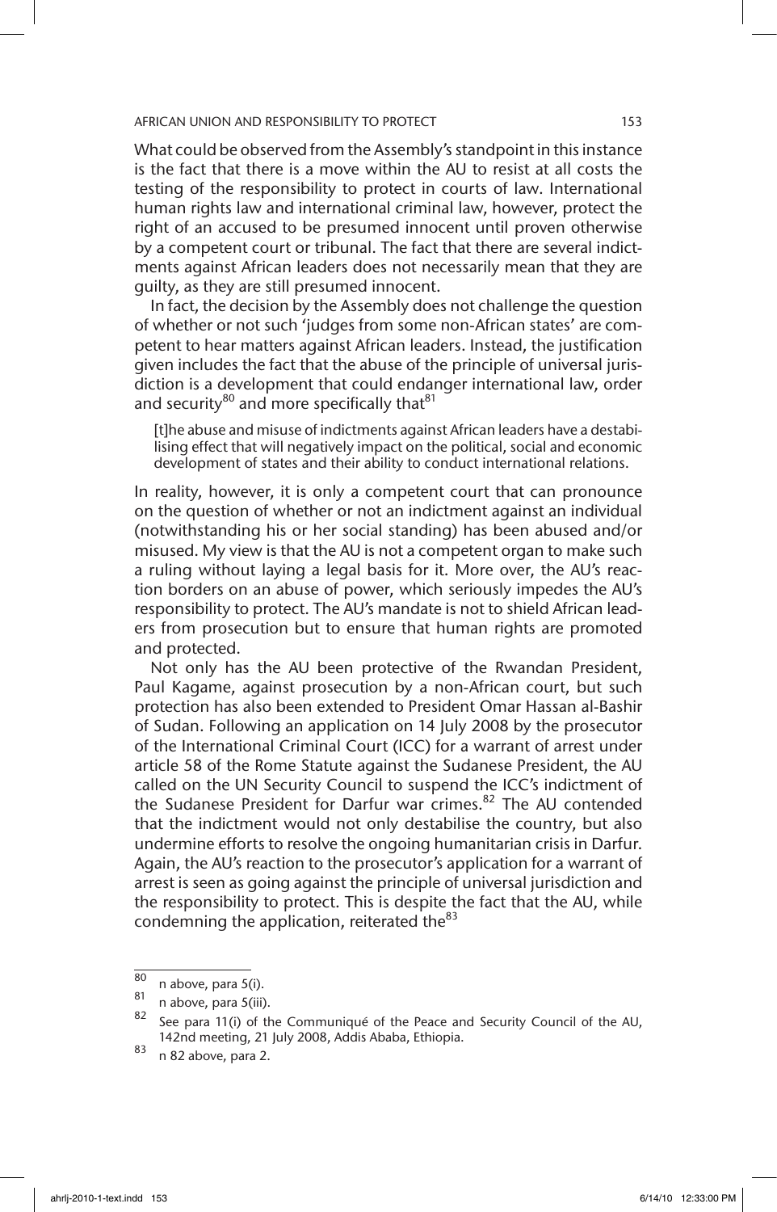What could be observed from the Assembly's standpoint in this instance is the fact that there is a move within the AU to resist at all costs the testing of the responsibility to protect in courts of law. International human rights law and international criminal law, however, protect the right of an accused to be presumed innocent until proven otherwise by a competent court or tribunal. The fact that there are several indictments against African leaders does not necessarily mean that they are guilty, as they are still presumed innocent.

In fact, the decision by the Assembly does not challenge the question of whether or not such 'judges from some non-African states' are competent to hear matters against African leaders. Instead, the justification given includes the fact that the abuse of the principle of universal jurisdiction is a development that could endanger international law, order and security[80] and more specifically that[81]

> [t]he abuse and misuse of indictments against African leaders have a destabilising effect that will negatively impact on the political, social and economic development of states and their ability to conduct international relations.

In reality, however, it is only a competent court that can pronounce on the question of whether or not an indictment against an individual (notwithstanding his or her social standing) has been abused and/or misused. My view is that the AU is not a competent organ to make such a ruling without laying a legal basis for it. More over, the AU's reaction borders on an abuse of power, which seriously impedes the AU's responsibility to protect. The AU's mandate is not to shield African leaders from prosecution but to ensure that human rights are promoted and protected.

Not only has the AU been protective of the Rwandan President, Paul Kagame, against prosecution by a non-African court, but such protection has also been extended to President Omar Hassan al-Bashir of Sudan. Following an application on 14 July 2008 by the prosecutor of the International Criminal Court (ICC) for a warrant of arrest under article 58 of the Rome Statute against the Sudanese President, the AU called on the UN Security Council to suspend the ICC's indictment of the Sudanese President for Darfur war crimes.[82] The AU contended that the indictment would not only destabilise the country, but also undermine efforts to resolve the ongoing humanitarian crisis in Darfur. Again, the AU's reaction to the prosecutor's application for a warrant of arrest is seen as going against the principle of universal jurisdiction and the responsibility to protect. This is despite the fact that the AU, while condemning the application, reiterated the[83]

---

[80] n above, para 5(i).

[81] n above, para 5(iii).

[82] See para 11(i) of the Communiqué of the Peace and Security Council of the AU, 142nd meeting, 21 July 2008, Addis Ababa, Ethiopia.

[83] n 82 above, para 2.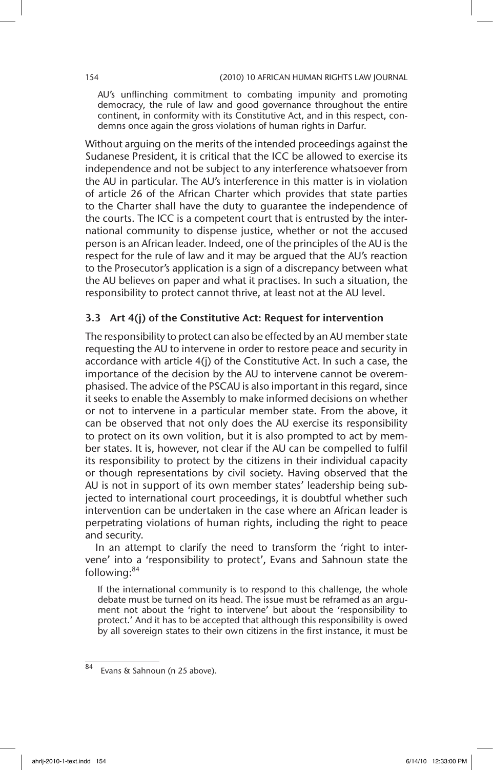> AU's unflinching commitment to combating impunity and promoting democracy, the rule of law and good governance throughout the entire continent, in conformity with its Constitutive Act, and in this respect, condemns once again the gross violations of human rights in Darfur.

Without arguing on the merits of the intended proceedings against the Sudanese President, it is critical that the ICC be allowed to exercise its independence and not be subject to any interference whatsoever from the AU in particular. The AU's interference in this matter is in violation of article 26 of the African Charter which provides that state parties to the Charter shall have the duty to guarantee the independence of the courts. The ICC is a competent court that is entrusted by the international community to dispense justice, whether or not the accused person is an African leader. Indeed, one of the principles of the AU is the respect for the rule of law and it may be argued that the AU's reaction to the Prosecutor's application is a sign of a discrepancy between what the AU believes on paper and what it practises. In such a situation, the responsibility to protect cannot thrive, at least not at the AU level.

### 3.3 Art 4(j) of the Constitutive Act: Request for intervention

The responsibility to protect can also be effected by an AU member state requesting the AU to intervene in order to restore peace and security in accordance with article 4(j) of the Constitutive Act. In such a case, the importance of the decision by the AU to intervene cannot be overemphasised. The advice of the PSCAU is also important in this regard, since it seeks to enable the Assembly to make informed decisions on whether or not to intervene in a particular member state. From the above, it can be observed that not only does the AU exercise its responsibility to protect on its own volition, but it is also prompted to act by member states. It is, however, not clear if the AU can be compelled to fulfil its responsibility to protect by the citizens in their individual capacity or though representations by civil society. Having observed that the AU is not in support of its own member states' leadership being subjected to international court proceedings, it is doubtful whether such intervention can be undertaken in the case where an African leader is perpetrating violations of human rights, including the right to peace and security.

In an attempt to clarify the need to transform the 'right to intervene' into a 'responsibility to protect', Evans and Sahnoun state the following:[84]

> If the international community is to respond to this challenge, the whole debate must be turned on its head. The issue must be reframed as an argument not about the 'right to intervene' but about the 'responsibility to protect.' And it has to be accepted that although this responsibility is owed by all sovereign states to their own citizens in the first instance, it must be

[84] Evans & Sahnoun (n 25 above).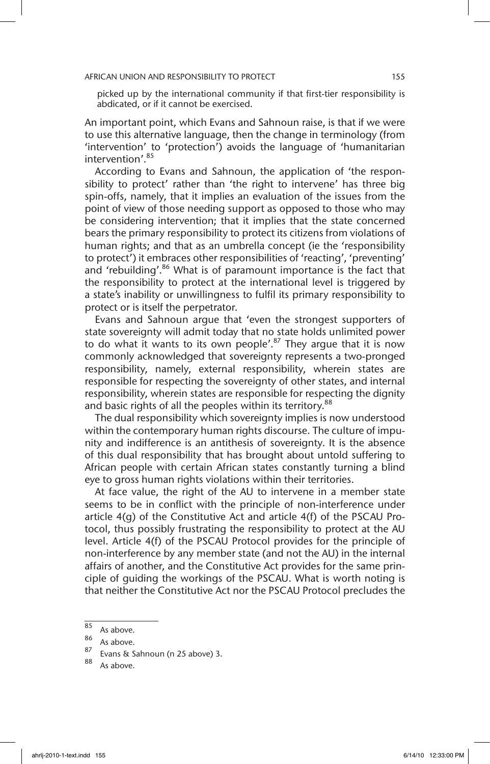picked up by the international community if that first-tier responsibility is abdicated, or if it cannot be exercised.

An important point, which Evans and Sahnoun raise, is that if we were to use this alternative language, then the change in terminology (from 'intervention' to 'protection') avoids the language of 'humanitarian intervention'.[85]

According to Evans and Sahnoun, the application of 'the responsibility to protect' rather than 'the right to intervene' has three big spin-offs, namely, that it implies an evaluation of the issues from the point of view of those needing support as opposed to those who may be considering intervention; that it implies that the state concerned bears the primary responsibility to protect its citizens from violations of human rights; and that as an umbrella concept (ie the 'responsibility to protect') it embraces other responsibilities of 'reacting', 'preventing' and 'rebuilding'.[86] What is of paramount importance is the fact that the responsibility to protect at the international level is triggered by a state's inability or unwillingness to fulfil its primary responsibility to protect or is itself the perpetrator.

Evans and Sahnoun argue that 'even the strongest supporters of state sovereignty will admit today that no state holds unlimited power to do what it wants to its own people'.[87] They argue that it is now commonly acknowledged that sovereignty represents a two-pronged responsibility, namely, external responsibility, wherein states are responsible for respecting the sovereignty of other states, and internal responsibility, wherein states are responsible for respecting the dignity and basic rights of all the peoples within its territory.[88]

The dual responsibility which sovereignty implies is now understood within the contemporary human rights discourse. The culture of impunity and indifference is an antithesis of sovereignty. It is the absence of this dual responsibility that has brought about untold suffering to African people with certain African states constantly turning a blind eye to gross human rights violations within their territories.

At face value, the right of the AU to intervene in a member state seems to be in conflict with the principle of non-interference under article 4(g) of the Constitutive Act and article 4(f) of the PSCAU Protocol, thus possibly frustrating the responsibility to protect at the AU level. Article 4(f) of the PSCAU Protocol provides for the principle of non-interference by any member state (and not the AU) in the internal affairs of another, and the Constitutive Act provides for the same principle of guiding the workings of the PSCAU. What is worth noting is that neither the Constitutive Act nor the PSCAU Protocol precludes the

---

[85] As above.

[86] As above.

[87] Evans & Sahnoun (n 25 above) 3.

[88] As above.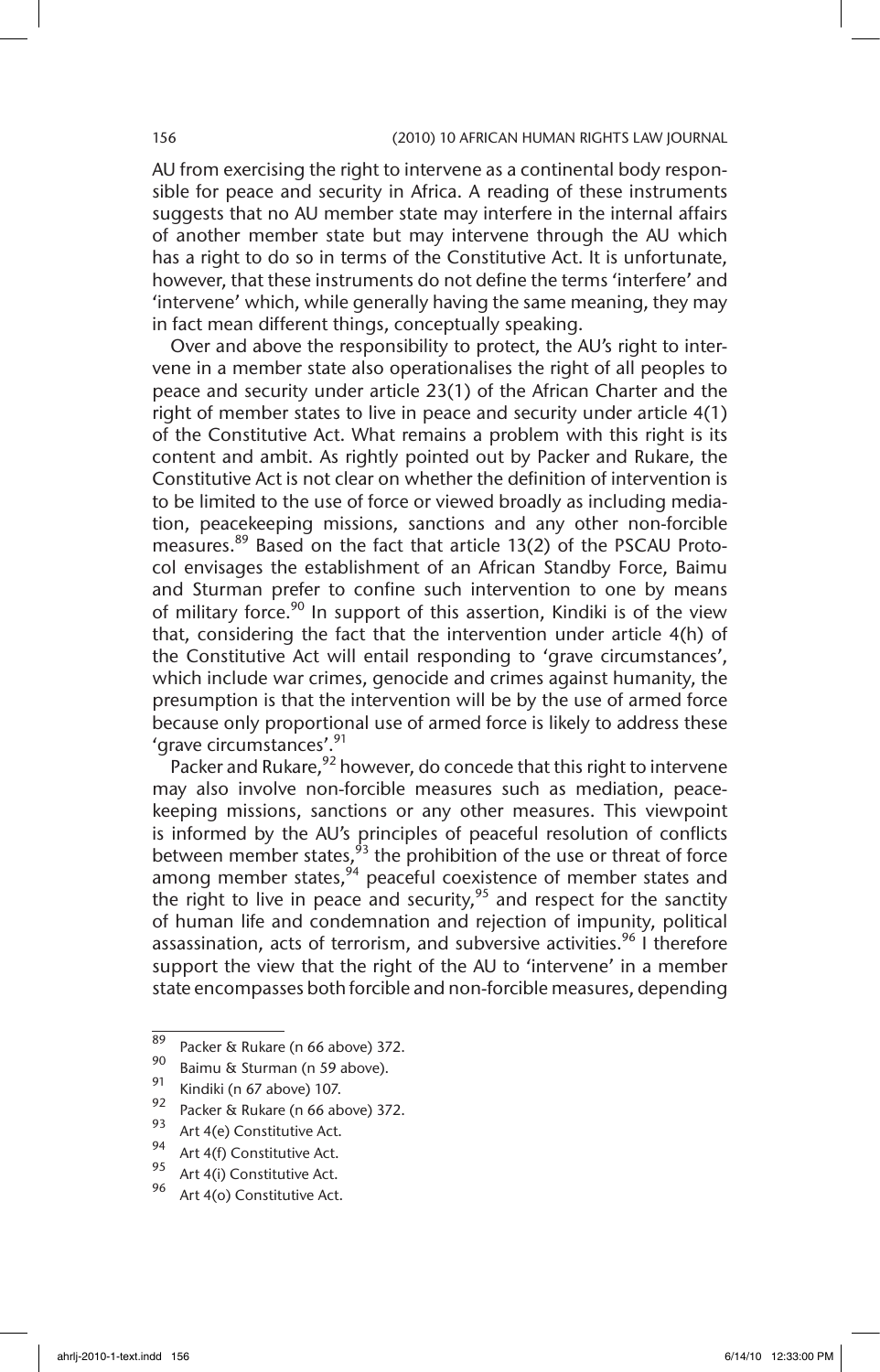AU from exercising the right to intervene as a continental body responsible for peace and security in Africa. A reading of these instruments suggests that no AU member state may interfere in the internal affairs of another member state but may intervene through the AU which has a right to do so in terms of the Constitutive Act. It is unfortunate, however, that these instruments do not define the terms 'interfere' and 'intervene' which, while generally having the same meaning, they may in fact mean different things, conceptually speaking.

Over and above the responsibility to protect, the AU's right to intervene in a member state also operationalises the right of all peoples to peace and security under article 23(1) of the African Charter and the right of member states to live in peace and security under article 4(1) of the Constitutive Act. What remains a problem with this right is its content and ambit. As rightly pointed out by Packer and Rukare, the Constitutive Act is not clear on whether the definition of intervention is to be limited to the use of force or viewed broadly as including mediation, peacekeeping missions, sanctions and any other non-forcible measures.[89] Based on the fact that article 13(2) of the PSCAU Protocol envisages the establishment of an African Standby Force, Baimu and Sturman prefer to confine such intervention to one by means of military force.[90] In support of this assertion, Kindiki is of the view that, considering the fact that the intervention under article 4(h) of the Constitutive Act will entail responding to 'grave circumstances', which include war crimes, genocide and crimes against humanity, the presumption is that the intervention will be by the use of armed force because only proportional use of armed force is likely to address these 'grave circumstances'.[91]

Packer and Rukare,[92] however, do concede that this right to intervene may also involve non-forcible measures such as mediation, peacekeeping missions, sanctions or any other measures. This viewpoint is informed by the AU's principles of peaceful resolution of conflicts between member states,[93] the prohibition of the use or threat of force among member states,[94] peaceful coexistence of member states and the right to live in peace and security,[95] and respect for the sanctity of human life and condemnation and rejection of impunity, political assassination, acts of terrorism, and subversive activities.[96] I therefore support the view that the right of the AU to 'intervene' in a member state encompasses both forcible and non-forcible measures, depending

---

89 Packer & Rukare (n 66 above) 372.

90 Baimu & Sturman (n 59 above).

91 Kindiki (n 67 above) 107.

92 Packer & Rukare (n 66 above) 372.

93 Art 4(e) Constitutive Act.

94 Art 4(f) Constitutive Act.

95 Art 4(i) Constitutive Act.

96 Art 4(o) Constitutive Act.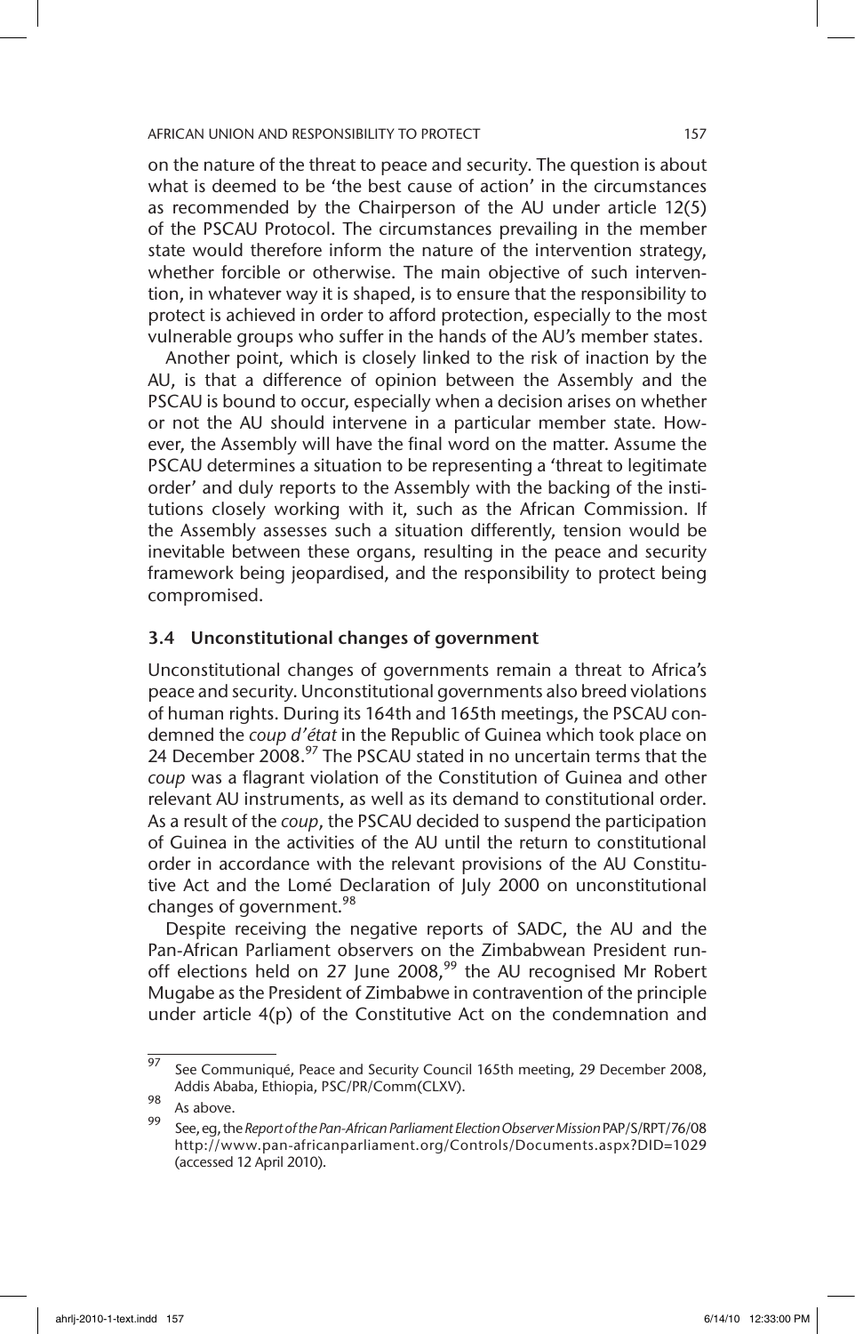on the nature of the threat to peace and security. The question is about what is deemed to be 'the best cause of action' in the circumstances as recommended by the Chairperson of the AU under article 12(5) of the PSCAU Protocol. The circumstances prevailing in the member state would therefore inform the nature of the intervention strategy, whether forcible or otherwise. The main objective of such intervention, in whatever way it is shaped, is to ensure that the responsibility to protect is achieved in order to afford protection, especially to the most vulnerable groups who suffer in the hands of the AU's member states.

Another point, which is closely linked to the risk of inaction by the AU, is that a difference of opinion between the Assembly and the PSCAU is bound to occur, especially when a decision arises on whether or not the AU should intervene in a particular member state. However, the Assembly will have the final word on the matter. Assume the PSCAU determines a situation to be representing a 'threat to legitimate order' and duly reports to the Assembly with the backing of the institutions closely working with it, such as the African Commission. If the Assembly assesses such a situation differently, tension would be inevitable between these organs, resulting in the peace and security framework being jeopardised, and the responsibility to protect being compromised.

### 3.4 Unconstitutional changes of government

Unconstitutional changes of governments remain a threat to Africa's peace and security. Unconstitutional governments also breed violations of human rights. During its 164th and 165th meetings, the PSCAU condemned the *coup d'état* in the Republic of Guinea which took place on 24 December 2008.[97] The PSCAU stated in no uncertain terms that the *coup* was a flagrant violation of the Constitution of Guinea and other relevant AU instruments, as well as its demand to constitutional order. As a result of the *coup*, the PSCAU decided to suspend the participation of Guinea in the activities of the AU until the return to constitutional order in accordance with the relevant provisions of the AU Constitutive Act and the Lomé Declaration of July 2000 on unconstitutional changes of government.[98]

Despite receiving the negative reports of SADC, the AU and the Pan-African Parliament observers on the Zimbabwean President run-off elections held on 27 June 2008,[99] the AU recognised Mr Robert Mugabe as the President of Zimbabwe in contravention of the principle under article 4(p) of the Constitutive Act on the condemnation and

---

[97] See Communiqué, Peace and Security Council 165th meeting, 29 December 2008, Addis Ababa, Ethiopia, PSC/PR/Comm(CLXV).

[98] As above.

[99] See, eg, the *Report of the Pan-African Parliament Election Observer Mission* PAP/S/RPT/76/08 http://www.pan-africanparliament.org/Controls/Documents.aspx?DID=1029 (accessed 12 April 2010).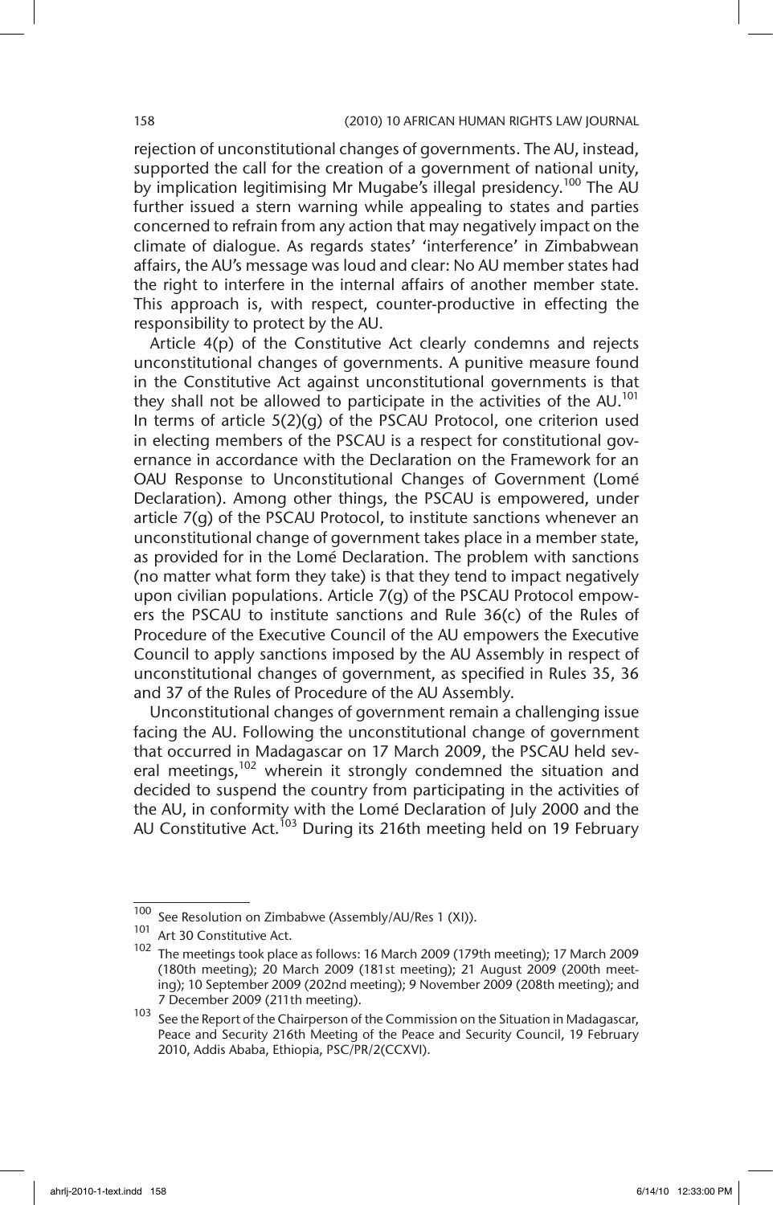rejection of unconstitutional changes of governments. The AU, instead, supported the call for the creation of a government of national unity, by implication legitimising Mr Mugabe's illegal presidency.[100] The AU further issued a stern warning while appealing to states and parties concerned to refrain from any action that may negatively impact on the climate of dialogue. As regards states' 'interference' in Zimbabwean affairs, the AU's message was loud and clear: No AU member states had the right to interfere in the internal affairs of another member state. This approach is, with respect, counter-productive in effecting the responsibility to protect by the AU.

Article 4(p) of the Constitutive Act clearly condemns and rejects unconstitutional changes of governments. A punitive measure found in the Constitutive Act against unconstitutional governments is that they shall not be allowed to participate in the activities of the AU.[101] In terms of article 5(2)(g) of the PSCAU Protocol, one criterion used in electing members of the PSCAU is a respect for constitutional governance in accordance with the Declaration on the Framework for an OAU Response to Unconstitutional Changes of Government (Lomé Declaration). Among other things, the PSCAU is empowered, under article 7(g) of the PSCAU Protocol, to institute sanctions whenever an unconstitutional change of government takes place in a member state, as provided for in the Lomé Declaration. The problem with sanctions (no matter what form they take) is that they tend to impact negatively upon civilian populations. Article 7(g) of the PSCAU Protocol empowers the PSCAU to institute sanctions and Rule 36(c) of the Rules of Procedure of the Executive Council of the AU empowers the Executive Council to apply sanctions imposed by the AU Assembly in respect of unconstitutional changes of government, as specified in Rules 35, 36 and 37 of the Rules of Procedure of the AU Assembly.

Unconstitutional changes of government remain a challenging issue facing the AU. Following the unconstitutional change of government that occurred in Madagascar on 17 March 2009, the PSCAU held several meetings,[102] wherein it strongly condemned the situation and decided to suspend the country from participating in the activities of the AU, in conformity with the Lomé Declaration of July 2000 and the AU Constitutive Act.[103] During its 216th meeting held on 19 February

---

[100] See Resolution on Zimbabwe (Assembly/AU/Res 1 (XI)).

[101] Art 30 Constitutive Act.

[102] The meetings took place as follows: 16 March 2009 (179th meeting); 17 March 2009 (180th meeting); 20 March 2009 (181st meeting); 21 August 2009 (200th meeting); 10 September 2009 (202nd meeting); 9 November 2009 (208th meeting); and 7 December 2009 (211th meeting).

[103] See the Report of the Chairperson of the Commission on the Situation in Madagascar, Peace and Security 216th Meeting of the Peace and Security Council, 19 February 2010, Addis Ababa, Ethiopia, PSC/PR/2(CCXVI).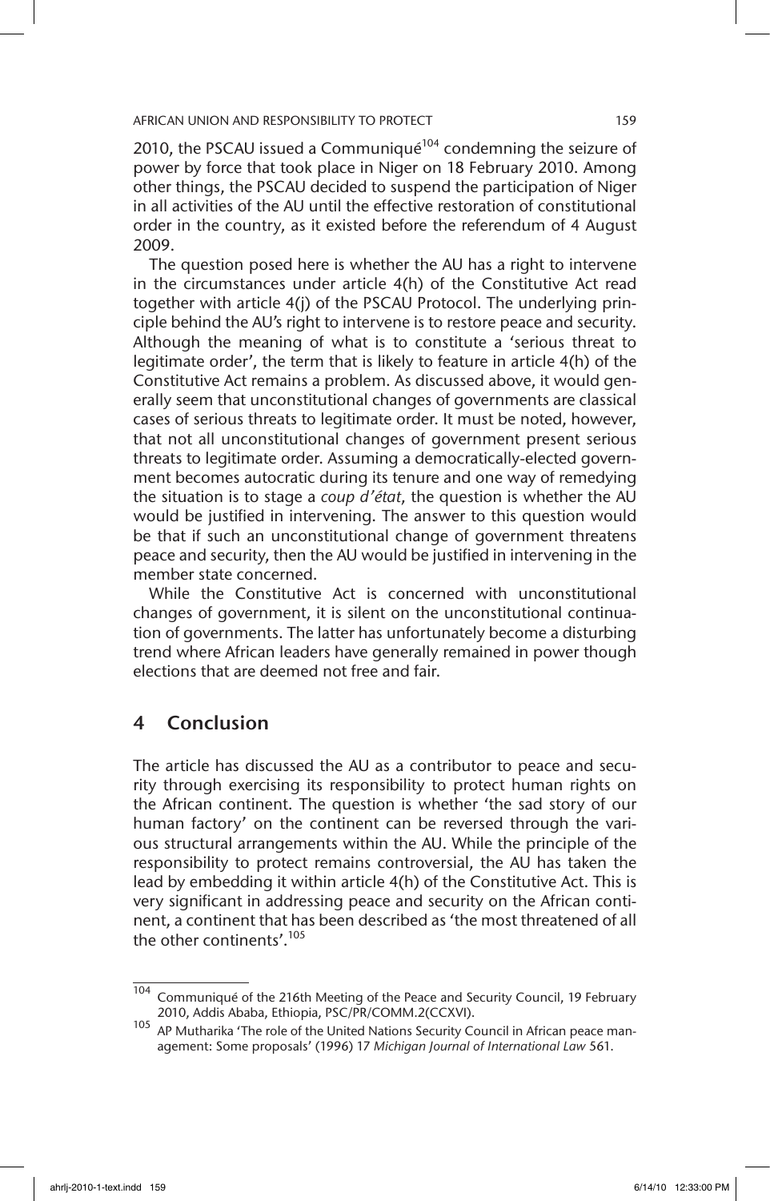2010, the PSCAU issued a Communiqué[104] condemning the seizure of power by force that took place in Niger on 18 February 2010. Among other things, the PSCAU decided to suspend the participation of Niger in all activities of the AU until the effective restoration of constitutional order in the country, as it existed before the referendum of 4 August 2009.

The question posed here is whether the AU has a right to intervene in the circumstances under article 4(h) of the Constitutive Act read together with article 4(j) of the PSCAU Protocol. The underlying principle behind the AU's right to intervene is to restore peace and security. Although the meaning of what is to constitute a 'serious threat to legitimate order', the term that is likely to feature in article 4(h) of the Constitutive Act remains a problem. As discussed above, it would generally seem that unconstitutional changes of governments are classical cases of serious threats to legitimate order. It must be noted, however, that not all unconstitutional changes of government present serious threats to legitimate order. Assuming a democratically-elected government becomes autocratic during its tenure and one way of remedying the situation is to stage a *coup d'état*, the question is whether the AU would be justified in intervening. The answer to this question would be that if such an unconstitutional change of government threatens peace and security, then the AU would be justified in intervening in the member state concerned.

While the Constitutive Act is concerned with unconstitutional changes of government, it is silent on the unconstitutional continuation of governments. The latter has unfortunately become a disturbing trend where African leaders have generally remained in power though elections that are deemed not free and fair.

## 4 Conclusion

The article has discussed the AU as a contributor to peace and security through exercising its responsibility to protect human rights on the African continent. The question is whether 'the sad story of our human factory' on the continent can be reversed through the various structural arrangements within the AU. While the principle of the responsibility to protect remains controversial, the AU has taken the lead by embedding it within article 4(h) of the Constitutive Act. This is very significant in addressing peace and security on the African continent, a continent that has been described as 'the most threatened of all the other continents'.[105]

---

[104] Communiqué of the 216th Meeting of the Peace and Security Council, 19 February 2010, Addis Ababa, Ethiopia, PSC/PR/COMM.2(CCXVI).

[105] AP Mutharika 'The role of the United Nations Security Council in African peace management: Some proposals' (1996) 17 *Michigan Journal of International Law* 561.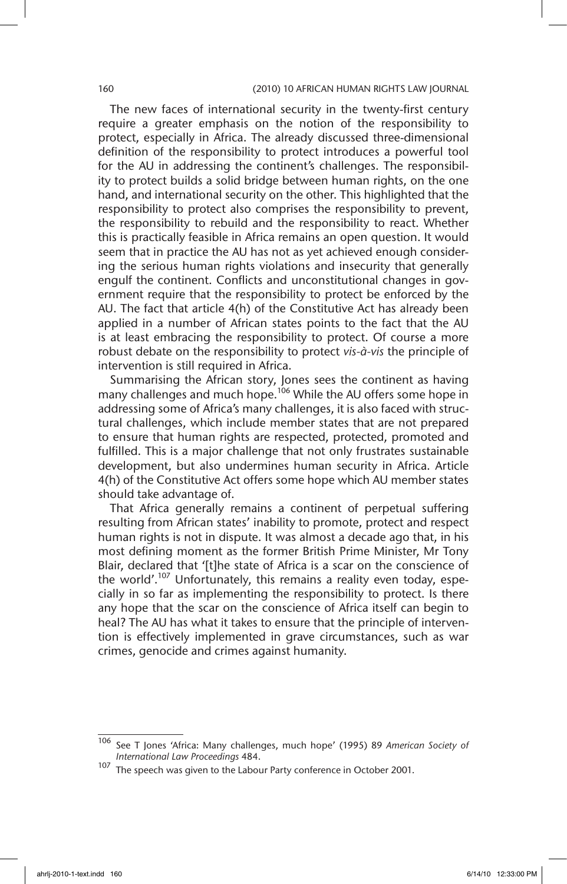The new faces of international security in the twenty-first century require a greater emphasis on the notion of the responsibility to protect, especially in Africa. The already discussed three-dimensional definition of the responsibility to protect introduces a powerful tool for the AU in addressing the continent's challenges. The responsibility to protect builds a solid bridge between human rights, on the one hand, and international security on the other. This highlighted that the responsibility to protect also comprises the responsibility to prevent, the responsibility to rebuild and the responsibility to react. Whether this is practically feasible in Africa remains an open question. It would seem that in practice the AU has not as yet achieved enough considering the serious human rights violations and insecurity that generally engulf the continent. Conflicts and unconstitutional changes in government require that the responsibility to protect be enforced by the AU. The fact that article 4(h) of the Constitutive Act has already been applied in a number of African states points to the fact that the AU is at least embracing the responsibility to protect. Of course a more robust debate on the responsibility to protect *vis-à-vis* the principle of intervention is still required in Africa.

Summarising the African story, Jones sees the continent as having many challenges and much hope.[106] While the AU offers some hope in addressing some of Africa's many challenges, it is also faced with structural challenges, which include member states that are not prepared to ensure that human rights are respected, protected, promoted and fulfilled. This is a major challenge that not only frustrates sustainable development, but also undermines human security in Africa. Article 4(h) of the Constitutive Act offers some hope which AU member states should take advantage of.

That Africa generally remains a continent of perpetual suffering resulting from African states' inability to promote, protect and respect human rights is not in dispute. It was almost a decade ago that, in his most defining moment as the former British Prime Minister, Mr Tony Blair, declared that '[t]he state of Africa is a scar on the conscience of the world'.[107] Unfortunately, this remains a reality even today, especially in so far as implementing the responsibility to protect. Is there any hope that the scar on the conscience of Africa itself can begin to heal? The AU has what it takes to ensure that the principle of intervention is effectively implemented in grave circumstances, such as war crimes, genocide and crimes against humanity.

---

[106] See T Jones 'Africa: Many challenges, much hope' (1995) 89 *American Society of International Law Proceedings* 484.

[107] The speech was given to the Labour Party conference in October 2001.